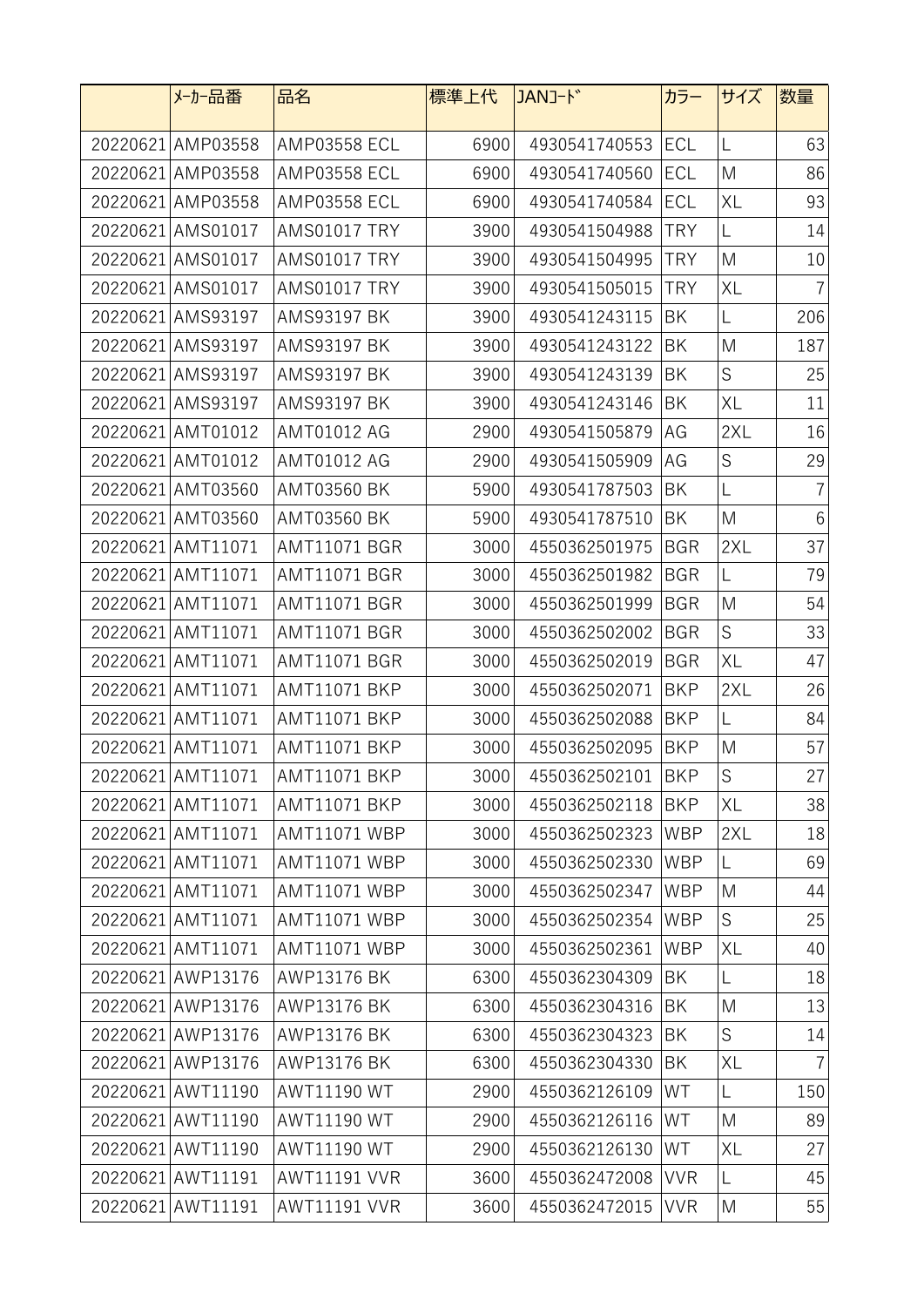| | ﾒｰｶｰ品番 | 品名 | 標準上代 | JANｺｰﾄﾞ | カラー | サイズ | 数量 |
|---|---|---|---|---|---|---|---|
| 20220621 | AMP03558 | AMP03558 ECL | 6900 | 4930541740553 | ECL | L | 63 |
| 20220621 | AMP03558 | AMP03558 ECL | 6900 | 4930541740560 | ECL | M | 86 |
| 20220621 | AMP03558 | AMP03558 ECL | 6900 | 4930541740584 | ECL | XL | 93 |
| 20220621 | AMS01017 | AMS01017 TRY | 3900 | 4930541504988 | TRY | L | 14 |
| 20220621 | AMS01017 | AMS01017 TRY | 3900 | 4930541504995 | TRY | M | 10 |
| 20220621 | AMS01017 | AMS01017 TRY | 3900 | 4930541505015 | TRY | XL | 7 |
| 20220621 | AMS93197 | AMS93197 BK | 3900 | 4930541243115 | BK | L | 206 |
| 20220621 | AMS93197 | AMS93197 BK | 3900 | 4930541243122 | BK | M | 187 |
| 20220621 | AMS93197 | AMS93197 BK | 3900 | 4930541243139 | BK | S | 25 |
| 20220621 | AMS93197 | AMS93197 BK | 3900 | 4930541243146 | BK | XL | 11 |
| 20220621 | AMT01012 | AMT01012 AG | 2900 | 4930541505879 | AG | 2XL | 16 |
| 20220621 | AMT01012 | AMT01012 AG | 2900 | 4930541505909 | AG | S | 29 |
| 20220621 | AMT03560 | AMT03560 BK | 5900 | 4930541787503 | BK | L | 7 |
| 20220621 | AMT03560 | AMT03560 BK | 5900 | 4930541787510 | BK | M | 6 |
| 20220621 | AMT11071 | AMT11071 BGR | 3000 | 4550362501975 | BGR | 2XL | 37 |
| 20220621 | AMT11071 | AMT11071 BGR | 3000 | 4550362501982 | BGR | L | 79 |
| 20220621 | AMT11071 | AMT11071 BGR | 3000 | 4550362501999 | BGR | M | 54 |
| 20220621 | AMT11071 | AMT11071 BGR | 3000 | 4550362502002 | BGR | S | 33 |
| 20220621 | AMT11071 | AMT11071 BGR | 3000 | 4550362502019 | BGR | XL | 47 |
| 20220621 | AMT11071 | AMT11071 BKP | 3000 | 4550362502071 | BKP | 2XL | 26 |
| 20220621 | AMT11071 | AMT11071 BKP | 3000 | 4550362502088 | BKP | L | 84 |
| 20220621 | AMT11071 | AMT11071 BKP | 3000 | 4550362502095 | BKP | M | 57 |
| 20220621 | AMT11071 | AMT11071 BKP | 3000 | 4550362502101 | BKP | S | 27 |
| 20220621 | AMT11071 | AMT11071 BKP | 3000 | 4550362502118 | BKP | XL | 38 |
| 20220621 | AMT11071 | AMT11071 WBP | 3000 | 4550362502323 | WBP | 2XL | 18 |
| 20220621 | AMT11071 | AMT11071 WBP | 3000 | 4550362502330 | WBP | L | 69 |
| 20220621 | AMT11071 | AMT11071 WBP | 3000 | 4550362502347 | WBP | M | 44 |
| 20220621 | AMT11071 | AMT11071 WBP | 3000 | 4550362502354 | WBP | S | 25 |
| 20220621 | AMT11071 | AMT11071 WBP | 3000 | 4550362502361 | WBP | XL | 40 |
| 20220621 | AWP13176 | AWP13176 BK | 6300 | 4550362304309 | BK | L | 18 |
| 20220621 | AWP13176 | AWP13176 BK | 6300 | 4550362304316 | BK | M | 13 |
| 20220621 | AWP13176 | AWP13176 BK | 6300 | 4550362304323 | BK | S | 14 |
| 20220621 | AWP13176 | AWP13176 BK | 6300 | 4550362304330 | BK | XL | 7 |
| 20220621 | AWT11190 | AWT11190 WT | 2900 | 4550362126109 | WT | L | 150 |
| 20220621 | AWT11190 | AWT11190 WT | 2900 | 4550362126116 | WT | M | 89 |
| 20220621 | AWT11190 | AWT11190 WT | 2900 | 4550362126130 | WT | XL | 27 |
| 20220621 | AWT11191 | AWT11191 VVR | 3600 | 4550362472008 | VVR | L | 45 |
| 20220621 | AWT11191 | AWT11191 VVR | 3600 | 4550362472015 | VVR | M | 55 |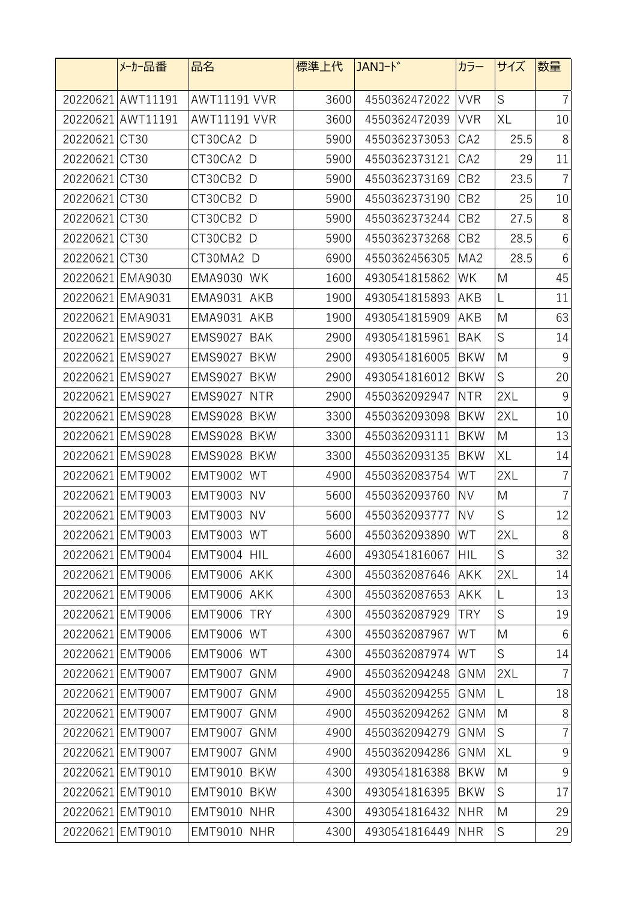| | ﾒｰｶｰ品番 | 品名 | 標準上代 | JANｺｰﾄﾞ | カラー | サイズ | 数量 |
|---|---|---|---|---|---|---|---|
| 20220621 | AWT11191 | AWT11191 VVR | 3600 | 4550362472022 | VVR | S | 7 |
| 20220621 | AWT11191 | AWT11191 VVR | 3600 | 4550362472039 | VVR | XL | 10 |
| 20220621 | CT30 | CT30CA2 D | 5900 | 4550362373053 | CA2 | 25.5 | 8 |
| 20220621 | CT30 | CT30CA2 D | 5900 | 4550362373121 | CA2 | 29 | 11 |
| 20220621 | CT30 | CT30CB2 D | 5900 | 4550362373169 | CB2 | 23.5 | 7 |
| 20220621 | CT30 | CT30CB2 D | 5900 | 4550362373190 | CB2 | 25 | 10 |
| 20220621 | CT30 | CT30CB2 D | 5900 | 4550362373244 | CB2 | 27.5 | 8 |
| 20220621 | CT30 | CT30CB2 D | 5900 | 4550362373268 | CB2 | 28.5 | 6 |
| 20220621 | CT30 | CT30MA2 D | 6900 | 4550362456305 | MA2 | 28.5 | 6 |
| 20220621 | EMA9030 | EMA9030 WK | 1600 | 4930541815862 | WK | M | 45 |
| 20220621 | EMA9031 | EMA9031 AKB | 1900 | 4930541815893 | AKB | L | 11 |
| 20220621 | EMA9031 | EMA9031 AKB | 1900 | 4930541815909 | AKB | M | 63 |
| 20220621 | EMS9027 | EMS9027 BAK | 2900 | 4930541815961 | BAK | S | 14 |
| 20220621 | EMS9027 | EMS9027 BKW | 2900 | 4930541816005 | BKW | M | 9 |
| 20220621 | EMS9027 | EMS9027 BKW | 2900 | 4930541816012 | BKW | S | 20 |
| 20220621 | EMS9027 | EMS9027 NTR | 2900 | 4550362092947 | NTR | 2XL | 9 |
| 20220621 | EMS9028 | EMS9028 BKW | 3300 | 4550362093098 | BKW | 2XL | 10 |
| 20220621 | EMS9028 | EMS9028 BKW | 3300 | 4550362093111 | BKW | M | 13 |
| 20220621 | EMS9028 | EMS9028 BKW | 3300 | 4550362093135 | BKW | XL | 14 |
| 20220621 | EMT9002 | EMT9002 WT | 4900 | 4550362083754 | WT | 2XL | 7 |
| 20220621 | EMT9003 | EMT9003 NV | 5600 | 4550362093760 | NV | M | 7 |
| 20220621 | EMT9003 | EMT9003 NV | 5600 | 4550362093777 | NV | S | 12 |
| 20220621 | EMT9003 | EMT9003 WT | 5600 | 4550362093890 | WT | 2XL | 8 |
| 20220621 | EMT9004 | EMT9004 HIL | 4600 | 4930541816067 | HIL | S | 32 |
| 20220621 | EMT9006 | EMT9006 AKK | 4300 | 4550362087646 | AKK | 2XL | 14 |
| 20220621 | EMT9006 | EMT9006 AKK | 4300 | 4550362087653 | AKK | L | 13 |
| 20220621 | EMT9006 | EMT9006 TRY | 4300 | 4550362087929 | TRY | S | 19 |
| 20220621 | EMT9006 | EMT9006 WT | 4300 | 4550362087967 | WT | M | 6 |
| 20220621 | EMT9006 | EMT9006 WT | 4300 | 4550362087974 | WT | S | 14 |
| 20220621 | EMT9007 | EMT9007 GNM | 4900 | 4550362094248 | GNM | 2XL | 7 |
| 20220621 | EMT9007 | EMT9007 GNM | 4900 | 4550362094255 | GNM | L | 18 |
| 20220621 | EMT9007 | EMT9007 GNM | 4900 | 4550362094262 | GNM | M | 8 |
| 20220621 | EMT9007 | EMT9007 GNM | 4900 | 4550362094279 | GNM | S | 7 |
| 20220621 | EMT9007 | EMT9007 GNM | 4900 | 4550362094286 | GNM | XL | 9 |
| 20220621 | EMT9010 | EMT9010 BKW | 4300 | 4930541816388 | BKW | M | 9 |
| 20220621 | EMT9010 | EMT9010 BKW | 4300 | 4930541816395 | BKW | S | 17 |
| 20220621 | EMT9010 | EMT9010 NHR | 4300 | 4930541816432 | NHR | M | 29 |
| 20220621 | EMT9010 | EMT9010 NHR | 4300 | 4930541816449 | NHR | S | 29 |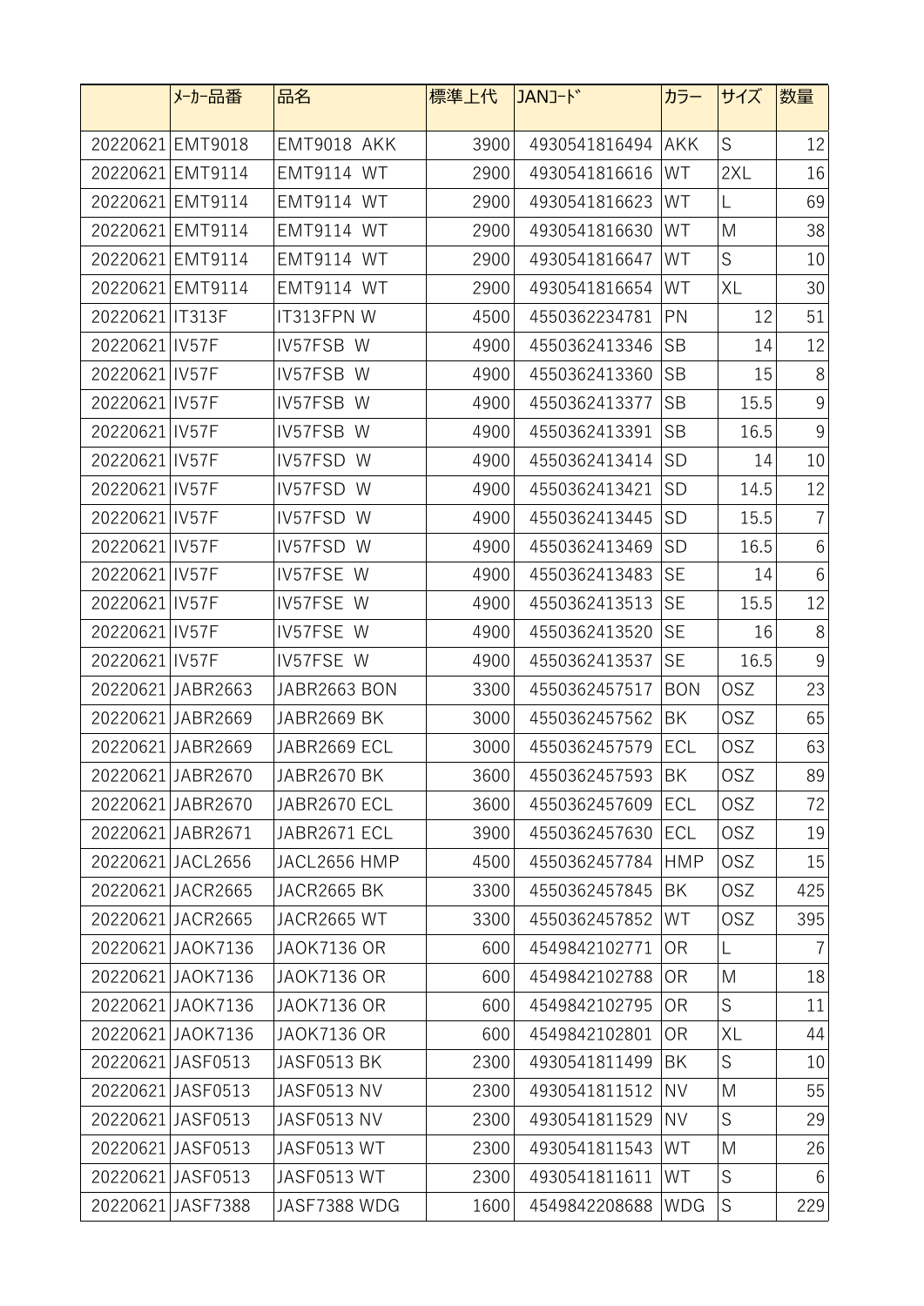| | ﾒｰｶｰ品番 | 品名 | 標準上代 | JANｺｰﾄﾞ | カラー | サイズ | 数量 |
|---|---|---|---|---|---|---|---|
| 20220621 | EMT9018 | EMT9018 AKK | 3900 | 4930541816494 | AKK | S | 12 |
| 20220621 | EMT9114 | EMT9114 WT | 2900 | 4930541816616 | WT | 2XL | 16 |
| 20220621 | EMT9114 | EMT9114 WT | 2900 | 4930541816623 | WT | L | 69 |
| 20220621 | EMT9114 | EMT9114 WT | 2900 | 4930541816630 | WT | M | 38 |
| 20220621 | EMT9114 | EMT9114 WT | 2900 | 4930541816647 | WT | S | 10 |
| 20220621 | EMT9114 | EMT9114 WT | 2900 | 4930541816654 | WT | XL | 30 |
| 20220621 | IT313F | IT313FPN W | 4500 | 4550362234781 | PN | 12 | 51 |
| 20220621 | IV57F | IV57FSB W | 4900 | 4550362413346 | SB | 14 | 12 |
| 20220621 | IV57F | IV57FSB W | 4900 | 4550362413360 | SB | 15 | 8 |
| 20220621 | IV57F | IV57FSB W | 4900 | 4550362413377 | SB | 15.5 | 9 |
| 20220621 | IV57F | IV57FSB W | 4900 | 4550362413391 | SB | 16.5 | 9 |
| 20220621 | IV57F | IV57FSD W | 4900 | 4550362413414 | SD | 14 | 10 |
| 20220621 | IV57F | IV57FSD W | 4900 | 4550362413421 | SD | 14.5 | 12 |
| 20220621 | IV57F | IV57FSD W | 4900 | 4550362413445 | SD | 15.5 | 7 |
| 20220621 | IV57F | IV57FSD W | 4900 | 4550362413469 | SD | 16.5 | 6 |
| 20220621 | IV57F | IV57FSE W | 4900 | 4550362413483 | SE | 14 | 6 |
| 20220621 | IV57F | IV57FSE W | 4900 | 4550362413513 | SE | 15.5 | 12 |
| 20220621 | IV57F | IV57FSE W | 4900 | 4550362413520 | SE | 16 | 8 |
| 20220621 | IV57F | IV57FSE W | 4900 | 4550362413537 | SE | 16.5 | 9 |
| 20220621 | JABR2663 | JABR2663 BON | 3300 | 4550362457517 | BON | OSZ | 23 |
| 20220621 | JABR2669 | JABR2669 BK | 3000 | 4550362457562 | BK | OSZ | 65 |
| 20220621 | JABR2669 | JABR2669 ECL | 3000 | 4550362457579 | ECL | OSZ | 63 |
| 20220621 | JABR2670 | JABR2670 BK | 3600 | 4550362457593 | BK | OSZ | 89 |
| 20220621 | JABR2670 | JABR2670 ECL | 3600 | 4550362457609 | ECL | OSZ | 72 |
| 20220621 | JABR2671 | JABR2671 ECL | 3900 | 4550362457630 | ECL | OSZ | 19 |
| 20220621 | JACL2656 | JACL2656 HMP | 4500 | 4550362457784 | HMP | OSZ | 15 |
| 20220621 | JACR2665 | JACR2665 BK | 3300 | 4550362457845 | BK | OSZ | 425 |
| 20220621 | JACR2665 | JACR2665 WT | 3300 | 4550362457852 | WT | OSZ | 395 |
| 20220621 | JAOK7136 | JAOK7136 OR | 600 | 4549842102771 | OR | L | 7 |
| 20220621 | JAOK7136 | JAOK7136 OR | 600 | 4549842102788 | OR | M | 18 |
| 20220621 | JAOK7136 | JAOK7136 OR | 600 | 4549842102795 | OR | S | 11 |
| 20220621 | JAOK7136 | JAOK7136 OR | 600 | 4549842102801 | OR | XL | 44 |
| 20220621 | JASF0513 | JASF0513 BK | 2300 | 4930541811499 | BK | S | 10 |
| 20220621 | JASF0513 | JASF0513 NV | 2300 | 4930541811512 | NV | M | 55 |
| 20220621 | JASF0513 | JASF0513 NV | 2300 | 4930541811529 | NV | S | 29 |
| 20220621 | JASF0513 | JASF0513 WT | 2300 | 4930541811543 | WT | M | 26 |
| 20220621 | JASF0513 | JASF0513 WT | 2300 | 4930541811611 | WT | S | 6 |
| 20220621 | JASF7388 | JASF7388 WDG | 1600 | 4549842208688 | WDG | S | 229 |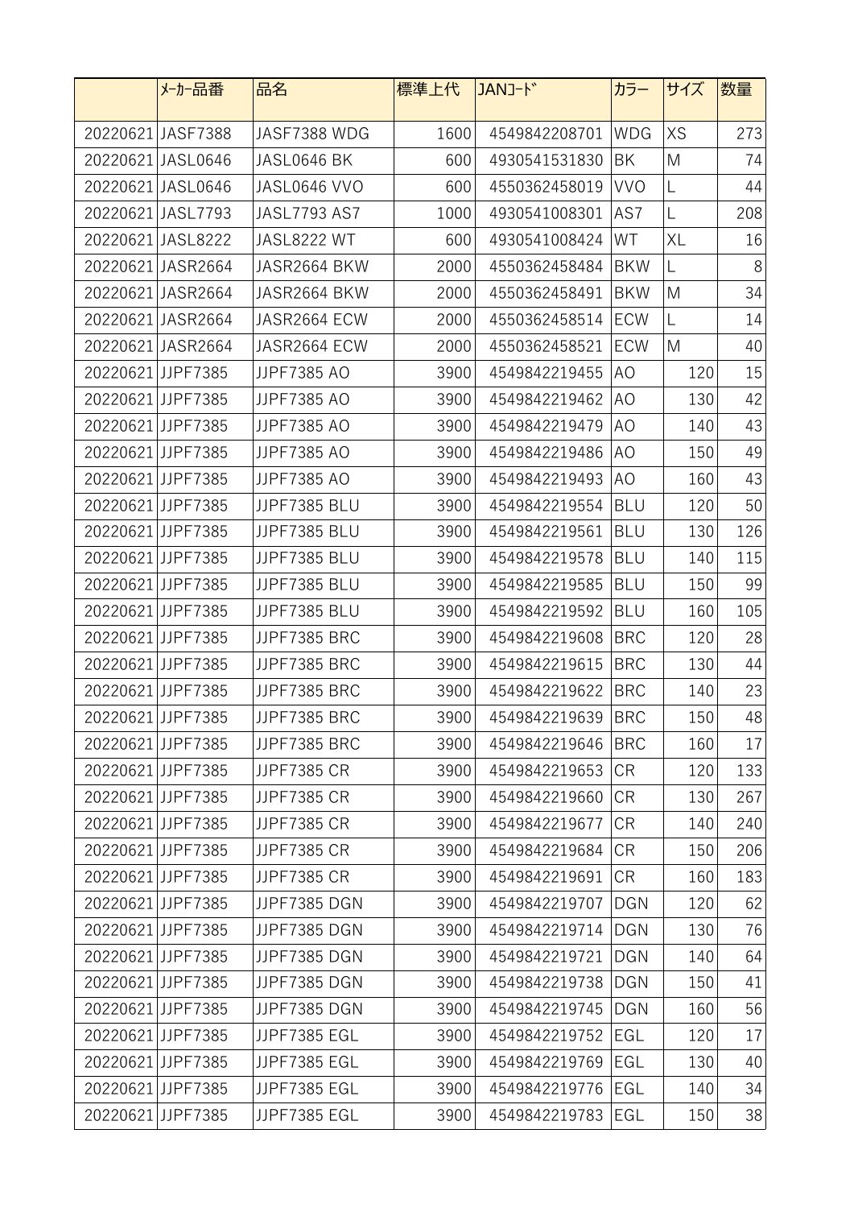| | ﾒｰｶｰ品番 | 品名 | 標準上代 | JANｺｰﾄﾞ | カラー | サイズ | 数量 |
|---|---|---|---|---|---|---|---|
| 20220621 | JASF7388 | JASF7388 WDG | 1600 | 4549842208701 | WDG | XS | 273 |
| 20220621 | JASL0646 | JASL0646 BK | 600 | 4930541531830 | BK | M | 74 |
| 20220621 | JASL0646 | JASL0646 VVO | 600 | 4550362458019 | VVO | L | 44 |
| 20220621 | JASL7793 | JASL7793 AS7 | 1000 | 4930541008301 | AS7 | L | 208 |
| 20220621 | JASL8222 | JASL8222 WT | 600 | 4930541008424 | WT | XL | 16 |
| 20220621 | JASR2664 | JASR2664 BKW | 2000 | 4550362458484 | BKW | L | 8 |
| 20220621 | JASR2664 | JASR2664 BKW | 2000 | 4550362458491 | BKW | M | 34 |
| 20220621 | JASR2664 | JASR2664 ECW | 2000 | 4550362458514 | ECW | L | 14 |
| 20220621 | JASR2664 | JASR2664 ECW | 2000 | 4550362458521 | ECW | M | 40 |
| 20220621 | JJPF7385 | JJPF7385 AO | 3900 | 4549842219455 | AO | 120 | 15 |
| 20220621 | JJPF7385 | JJPF7385 AO | 3900 | 4549842219462 | AO | 130 | 42 |
| 20220621 | JJPF7385 | JJPF7385 AO | 3900 | 4549842219479 | AO | 140 | 43 |
| 20220621 | JJPF7385 | JJPF7385 AO | 3900 | 4549842219486 | AO | 150 | 49 |
| 20220621 | JJPF7385 | JJPF7385 AO | 3900 | 4549842219493 | AO | 160 | 43 |
| 20220621 | JJPF7385 | JJPF7385 BLU | 3900 | 4549842219554 | BLU | 120 | 50 |
| 20220621 | JJPF7385 | JJPF7385 BLU | 3900 | 4549842219561 | BLU | 130 | 126 |
| 20220621 | JJPF7385 | JJPF7385 BLU | 3900 | 4549842219578 | BLU | 140 | 115 |
| 20220621 | JJPF7385 | JJPF7385 BLU | 3900 | 4549842219585 | BLU | 150 | 99 |
| 20220621 | JJPF7385 | JJPF7385 BLU | 3900 | 4549842219592 | BLU | 160 | 105 |
| 20220621 | JJPF7385 | JJPF7385 BRC | 3900 | 4549842219608 | BRC | 120 | 28 |
| 20220621 | JJPF7385 | JJPF7385 BRC | 3900 | 4549842219615 | BRC | 130 | 44 |
| 20220621 | JJPF7385 | JJPF7385 BRC | 3900 | 4549842219622 | BRC | 140 | 23 |
| 20220621 | JJPF7385 | JJPF7385 BRC | 3900 | 4549842219639 | BRC | 150 | 48 |
| 20220621 | JJPF7385 | JJPF7385 BRC | 3900 | 4549842219646 | BRC | 160 | 17 |
| 20220621 | JJPF7385 | JJPF7385 CR | 3900 | 4549842219653 | CR | 120 | 133 |
| 20220621 | JJPF7385 | JJPF7385 CR | 3900 | 4549842219660 | CR | 130 | 267 |
| 20220621 | JJPF7385 | JJPF7385 CR | 3900 | 4549842219677 | CR | 140 | 240 |
| 20220621 | JJPF7385 | JJPF7385 CR | 3900 | 4549842219684 | CR | 150 | 206 |
| 20220621 | JJPF7385 | JJPF7385 CR | 3900 | 4549842219691 | CR | 160 | 183 |
| 20220621 | JJPF7385 | JJPF7385 DGN | 3900 | 4549842219707 | DGN | 120 | 62 |
| 20220621 | JJPF7385 | JJPF7385 DGN | 3900 | 4549842219714 | DGN | 130 | 76 |
| 20220621 | JJPF7385 | JJPF7385 DGN | 3900 | 4549842219721 | DGN | 140 | 64 |
| 20220621 | JJPF7385 | JJPF7385 DGN | 3900 | 4549842219738 | DGN | 150 | 41 |
| 20220621 | JJPF7385 | JJPF7385 DGN | 3900 | 4549842219745 | DGN | 160 | 56 |
| 20220621 | JJPF7385 | JJPF7385 EGL | 3900 | 4549842219752 | EGL | 120 | 17 |
| 20220621 | JJPF7385 | JJPF7385 EGL | 3900 | 4549842219769 | EGL | 130 | 40 |
| 20220621 | JJPF7385 | JJPF7385 EGL | 3900 | 4549842219776 | EGL | 140 | 34 |
| 20220621 | JJPF7385 | JJPF7385 EGL | 3900 | 4549842219783 | EGL | 150 | 38 |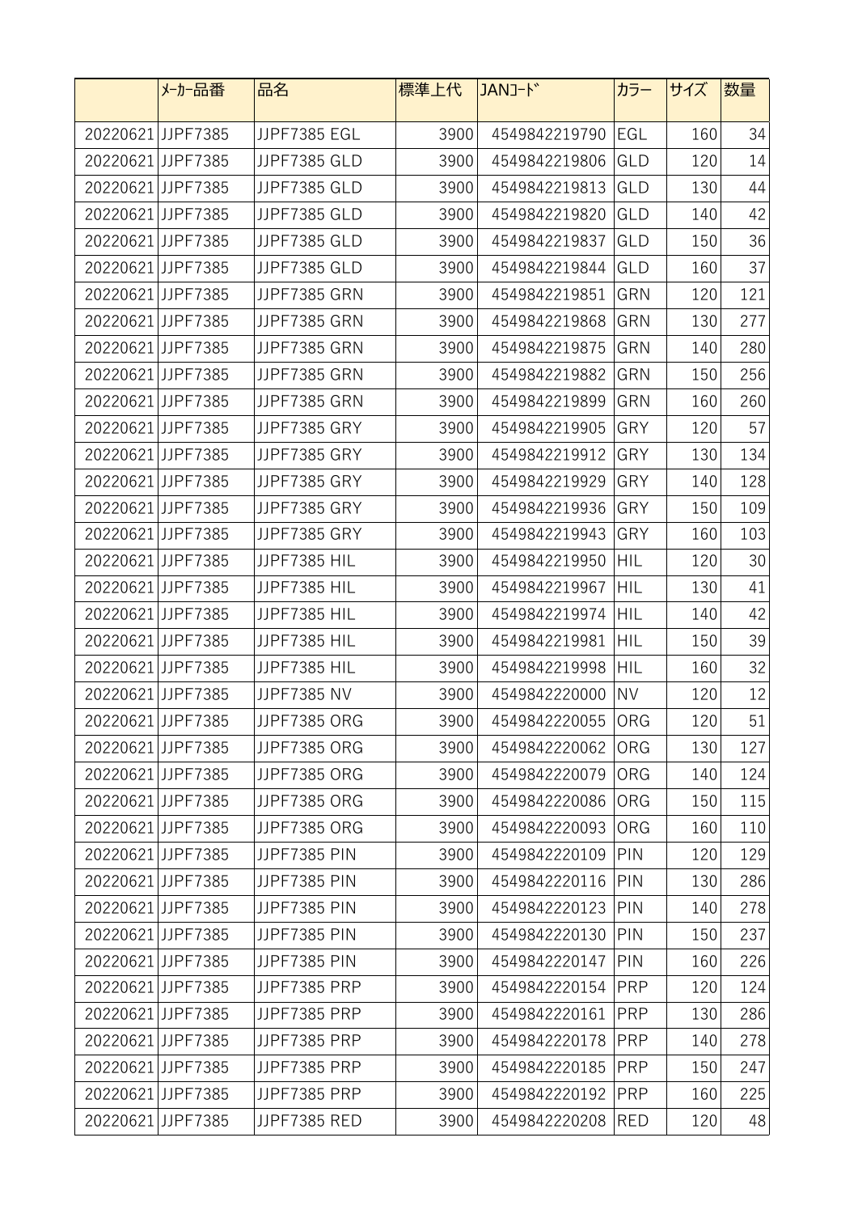| | ﾒｰｶｰ品番 | 品名 | 標準上代 | JANｺｰﾄﾞ | カラー | サイズ | 数量 |
|---|---|---|---|---|---|---|---|
| 20220621 | JJPF7385 | JJPF7385 EGL | 3900 | 4549842219790 | EGL | 160 | 34 |
| 20220621 | JJPF7385 | JJPF7385 GLD | 3900 | 4549842219806 | GLD | 120 | 14 |
| 20220621 | JJPF7385 | JJPF7385 GLD | 3900 | 4549842219813 | GLD | 130 | 44 |
| 20220621 | JJPF7385 | JJPF7385 GLD | 3900 | 4549842219820 | GLD | 140 | 42 |
| 20220621 | JJPF7385 | JJPF7385 GLD | 3900 | 4549842219837 | GLD | 150 | 36 |
| 20220621 | JJPF7385 | JJPF7385 GLD | 3900 | 4549842219844 | GLD | 160 | 37 |
| 20220621 | JJPF7385 | JJPF7385 GRN | 3900 | 4549842219851 | GRN | 120 | 121 |
| 20220621 | JJPF7385 | JJPF7385 GRN | 3900 | 4549842219868 | GRN | 130 | 277 |
| 20220621 | JJPF7385 | JJPF7385 GRN | 3900 | 4549842219875 | GRN | 140 | 280 |
| 20220621 | JJPF7385 | JJPF7385 GRN | 3900 | 4549842219882 | GRN | 150 | 256 |
| 20220621 | JJPF7385 | JJPF7385 GRN | 3900 | 4549842219899 | GRN | 160 | 260 |
| 20220621 | JJPF7385 | JJPF7385 GRY | 3900 | 4549842219905 | GRY | 120 | 57 |
| 20220621 | JJPF7385 | JJPF7385 GRY | 3900 | 4549842219912 | GRY | 130 | 134 |
| 20220621 | JJPF7385 | JJPF7385 GRY | 3900 | 4549842219929 | GRY | 140 | 128 |
| 20220621 | JJPF7385 | JJPF7385 GRY | 3900 | 4549842219936 | GRY | 150 | 109 |
| 20220621 | JJPF7385 | JJPF7385 GRY | 3900 | 4549842219943 | GRY | 160 | 103 |
| 20220621 | JJPF7385 | JJPF7385 HIL | 3900 | 4549842219950 | HIL | 120 | 30 |
| 20220621 | JJPF7385 | JJPF7385 HIL | 3900 | 4549842219967 | HIL | 130 | 41 |
| 20220621 | JJPF7385 | JJPF7385 HIL | 3900 | 4549842219974 | HIL | 140 | 42 |
| 20220621 | JJPF7385 | JJPF7385 HIL | 3900 | 4549842219981 | HIL | 150 | 39 |
| 20220621 | JJPF7385 | JJPF7385 HIL | 3900 | 4549842219998 | HIL | 160 | 32 |
| 20220621 | JJPF7385 | JJPF7385 NV | 3900 | 4549842220000 | NV | 120 | 12 |
| 20220621 | JJPF7385 | JJPF7385 ORG | 3900 | 4549842220055 | ORG | 120 | 51 |
| 20220621 | JJPF7385 | JJPF7385 ORG | 3900 | 4549842220062 | ORG | 130 | 127 |
| 20220621 | JJPF7385 | JJPF7385 ORG | 3900 | 4549842220079 | ORG | 140 | 124 |
| 20220621 | JJPF7385 | JJPF7385 ORG | 3900 | 4549842220086 | ORG | 150 | 115 |
| 20220621 | JJPF7385 | JJPF7385 ORG | 3900 | 4549842220093 | ORG | 160 | 110 |
| 20220621 | JJPF7385 | JJPF7385 PIN | 3900 | 4549842220109 | PIN | 120 | 129 |
| 20220621 | JJPF7385 | JJPF7385 PIN | 3900 | 4549842220116 | PIN | 130 | 286 |
| 20220621 | JJPF7385 | JJPF7385 PIN | 3900 | 4549842220123 | PIN | 140 | 278 |
| 20220621 | JJPF7385 | JJPF7385 PIN | 3900 | 4549842220130 | PIN | 150 | 237 |
| 20220621 | JJPF7385 | JJPF7385 PIN | 3900 | 4549842220147 | PIN | 160 | 226 |
| 20220621 | JJPF7385 | JJPF7385 PRP | 3900 | 4549842220154 | PRP | 120 | 124 |
| 20220621 | JJPF7385 | JJPF7385 PRP | 3900 | 4549842220161 | PRP | 130 | 286 |
| 20220621 | JJPF7385 | JJPF7385 PRP | 3900 | 4549842220178 | PRP | 140 | 278 |
| 20220621 | JJPF7385 | JJPF7385 PRP | 3900 | 4549842220185 | PRP | 150 | 247 |
| 20220621 | JJPF7385 | JJPF7385 PRP | 3900 | 4549842220192 | PRP | 160 | 225 |
| 20220621 | JJPF7385 | JJPF7385 RED | 3900 | 4549842220208 | RED | 120 | 48 |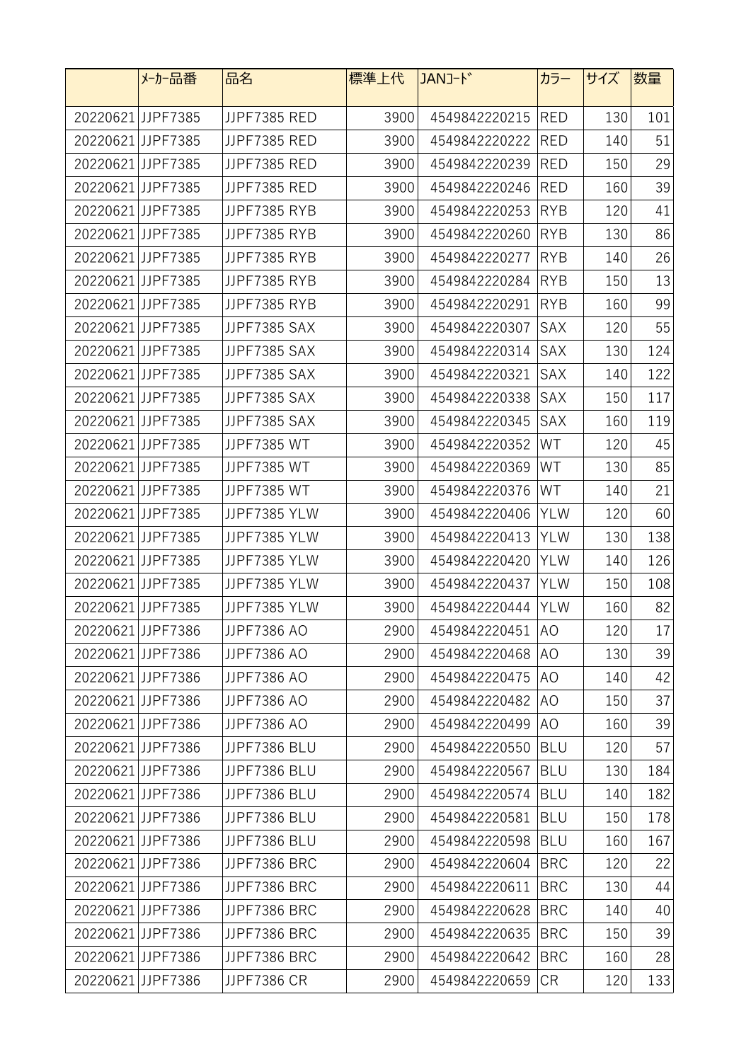| | ﾒｰｶｰ品番 | 品名 | 標準上代 | JANｺｰﾄﾞ | カラー | サイズ | 数量 |
|---|---|---|---|---|---|---|---|
| 20220621 | JJPF7385 | JJPF7385 RED | 3900 | 4549842220215 | RED | 130 | 101 |
| 20220621 | JJPF7385 | JJPF7385 RED | 3900 | 4549842220222 | RED | 140 | 51 |
| 20220621 | JJPF7385 | JJPF7385 RED | 3900 | 4549842220239 | RED | 150 | 29 |
| 20220621 | JJPF7385 | JJPF7385 RED | 3900 | 4549842220246 | RED | 160 | 39 |
| 20220621 | JJPF7385 | JJPF7385 RYB | 3900 | 4549842220253 | RYB | 120 | 41 |
| 20220621 | JJPF7385 | JJPF7385 RYB | 3900 | 4549842220260 | RYB | 130 | 86 |
| 20220621 | JJPF7385 | JJPF7385 RYB | 3900 | 4549842220277 | RYB | 140 | 26 |
| 20220621 | JJPF7385 | JJPF7385 RYB | 3900 | 4549842220284 | RYB | 150 | 13 |
| 20220621 | JJPF7385 | JJPF7385 RYB | 3900 | 4549842220291 | RYB | 160 | 99 |
| 20220621 | JJPF7385 | JJPF7385 SAX | 3900 | 4549842220307 | SAX | 120 | 55 |
| 20220621 | JJPF7385 | JJPF7385 SAX | 3900 | 4549842220314 | SAX | 130 | 124 |
| 20220621 | JJPF7385 | JJPF7385 SAX | 3900 | 4549842220321 | SAX | 140 | 122 |
| 20220621 | JJPF7385 | JJPF7385 SAX | 3900 | 4549842220338 | SAX | 150 | 117 |
| 20220621 | JJPF7385 | JJPF7385 SAX | 3900 | 4549842220345 | SAX | 160 | 119 |
| 20220621 | JJPF7385 | JJPF7385 WT | 3900 | 4549842220352 | WT | 120 | 45 |
| 20220621 | JJPF7385 | JJPF7385 WT | 3900 | 4549842220369 | WT | 130 | 85 |
| 20220621 | JJPF7385 | JJPF7385 WT | 3900 | 4549842220376 | WT | 140 | 21 |
| 20220621 | JJPF7385 | JJPF7385 YLW | 3900 | 4549842220406 | YLW | 120 | 60 |
| 20220621 | JJPF7385 | JJPF7385 YLW | 3900 | 4549842220413 | YLW | 130 | 138 |
| 20220621 | JJPF7385 | JJPF7385 YLW | 3900 | 4549842220420 | YLW | 140 | 126 |
| 20220621 | JJPF7385 | JJPF7385 YLW | 3900 | 4549842220437 | YLW | 150 | 108 |
| 20220621 | JJPF7385 | JJPF7385 YLW | 3900 | 4549842220444 | YLW | 160 | 82 |
| 20220621 | JJPF7386 | JJPF7386 AO | 2900 | 4549842220451 | AO | 120 | 17 |
| 20220621 | JJPF7386 | JJPF7386 AO | 2900 | 4549842220468 | AO | 130 | 39 |
| 20220621 | JJPF7386 | JJPF7386 AO | 2900 | 4549842220475 | AO | 140 | 42 |
| 20220621 | JJPF7386 | JJPF7386 AO | 2900 | 4549842220482 | AO | 150 | 37 |
| 20220621 | JJPF7386 | JJPF7386 AO | 2900 | 4549842220499 | AO | 160 | 39 |
| 20220621 | JJPF7386 | JJPF7386 BLU | 2900 | 4549842220550 | BLU | 120 | 57 |
| 20220621 | JJPF7386 | JJPF7386 BLU | 2900 | 4549842220567 | BLU | 130 | 184 |
| 20220621 | JJPF7386 | JJPF7386 BLU | 2900 | 4549842220574 | BLU | 140 | 182 |
| 20220621 | JJPF7386 | JJPF7386 BLU | 2900 | 4549842220581 | BLU | 150 | 178 |
| 20220621 | JJPF7386 | JJPF7386 BLU | 2900 | 4549842220598 | BLU | 160 | 167 |
| 20220621 | JJPF7386 | JJPF7386 BRC | 2900 | 4549842220604 | BRC | 120 | 22 |
| 20220621 | JJPF7386 | JJPF7386 BRC | 2900 | 4549842220611 | BRC | 130 | 44 |
| 20220621 | JJPF7386 | JJPF7386 BRC | 2900 | 4549842220628 | BRC | 140 | 40 |
| 20220621 | JJPF7386 | JJPF7386 BRC | 2900 | 4549842220635 | BRC | 150 | 39 |
| 20220621 | JJPF7386 | JJPF7386 BRC | 2900 | 4549842220642 | BRC | 160 | 28 |
| 20220621 | JJPF7386 | JJPF7386 CR | 2900 | 4549842220659 | CR | 120 | 133 |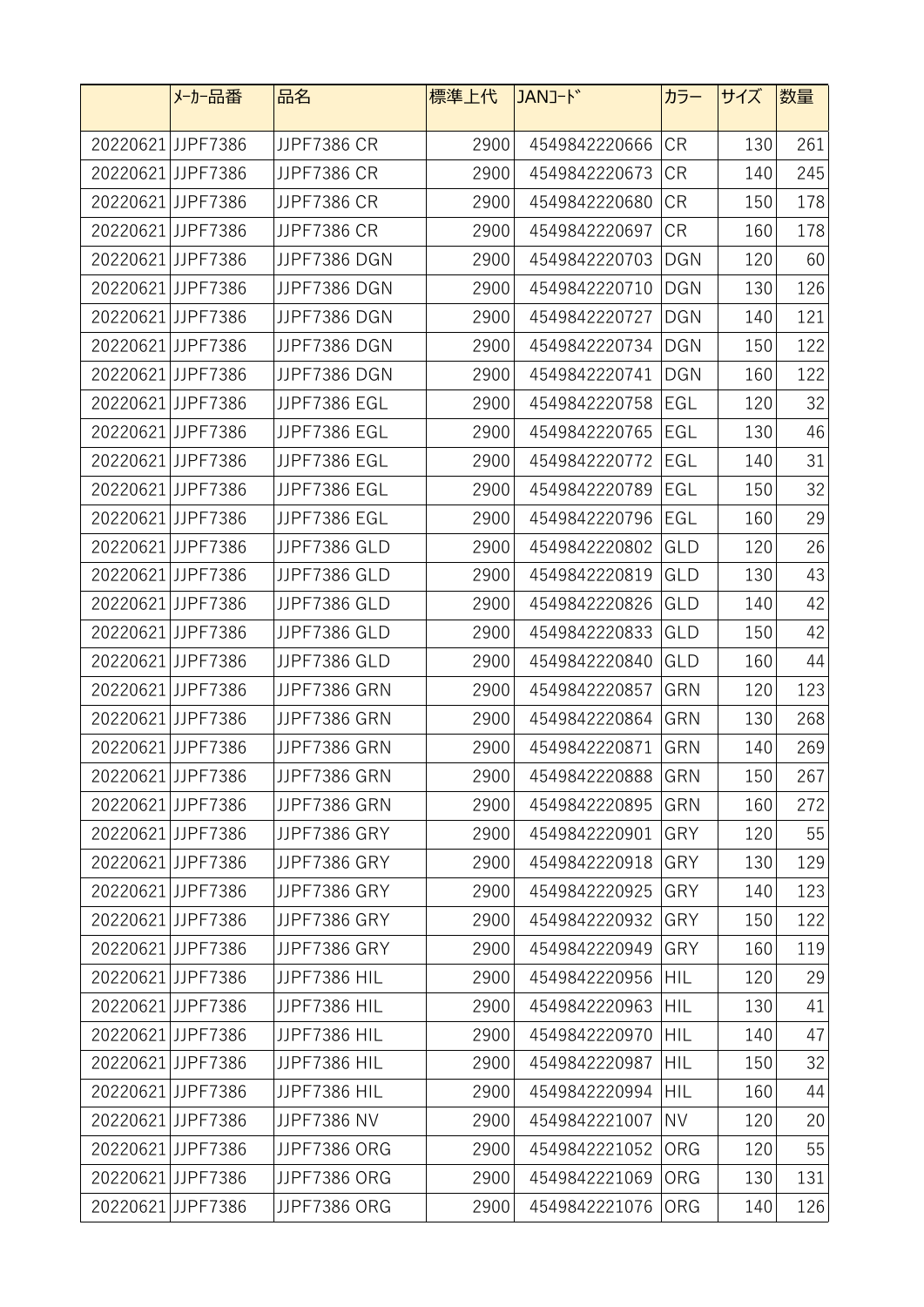| | ﾒｰｶｰ品番 | 品名 | 標準上代 | JANｺｰﾄﾞ | カラー | サイズ | 数量 |
|---|---|---|---|---|---|---|---|
| 20220621 | JJPF7386 | JJPF7386 CR | 2900 | 4549842220666 | CR | 130 | 261 |
| 20220621 | JJPF7386 | JJPF7386 CR | 2900 | 4549842220673 | CR | 140 | 245 |
| 20220621 | JJPF7386 | JJPF7386 CR | 2900 | 4549842220680 | CR | 150 | 178 |
| 20220621 | JJPF7386 | JJPF7386 CR | 2900 | 4549842220697 | CR | 160 | 178 |
| 20220621 | JJPF7386 | JJPF7386 DGN | 2900 | 4549842220703 | DGN | 120 | 60 |
| 20220621 | JJPF7386 | JJPF7386 DGN | 2900 | 4549842220710 | DGN | 130 | 126 |
| 20220621 | JJPF7386 | JJPF7386 DGN | 2900 | 4549842220727 | DGN | 140 | 121 |
| 20220621 | JJPF7386 | JJPF7386 DGN | 2900 | 4549842220734 | DGN | 150 | 122 |
| 20220621 | JJPF7386 | JJPF7386 DGN | 2900 | 4549842220741 | DGN | 160 | 122 |
| 20220621 | JJPF7386 | JJPF7386 EGL | 2900 | 4549842220758 | EGL | 120 | 32 |
| 20220621 | JJPF7386 | JJPF7386 EGL | 2900 | 4549842220765 | EGL | 130 | 46 |
| 20220621 | JJPF7386 | JJPF7386 EGL | 2900 | 4549842220772 | EGL | 140 | 31 |
| 20220621 | JJPF7386 | JJPF7386 EGL | 2900 | 4549842220789 | EGL | 150 | 32 |
| 20220621 | JJPF7386 | JJPF7386 EGL | 2900 | 4549842220796 | EGL | 160 | 29 |
| 20220621 | JJPF7386 | JJPF7386 GLD | 2900 | 4549842220802 | GLD | 120 | 26 |
| 20220621 | JJPF7386 | JJPF7386 GLD | 2900 | 4549842220819 | GLD | 130 | 43 |
| 20220621 | JJPF7386 | JJPF7386 GLD | 2900 | 4549842220826 | GLD | 140 | 42 |
| 20220621 | JJPF7386 | JJPF7386 GLD | 2900 | 4549842220833 | GLD | 150 | 42 |
| 20220621 | JJPF7386 | JJPF7386 GLD | 2900 | 4549842220840 | GLD | 160 | 44 |
| 20220621 | JJPF7386 | JJPF7386 GRN | 2900 | 4549842220857 | GRN | 120 | 123 |
| 20220621 | JJPF7386 | JJPF7386 GRN | 2900 | 4549842220864 | GRN | 130 | 268 |
| 20220621 | JJPF7386 | JJPF7386 GRN | 2900 | 4549842220871 | GRN | 140 | 269 |
| 20220621 | JJPF7386 | JJPF7386 GRN | 2900 | 4549842220888 | GRN | 150 | 267 |
| 20220621 | JJPF7386 | JJPF7386 GRN | 2900 | 4549842220895 | GRN | 160 | 272 |
| 20220621 | JJPF7386 | JJPF7386 GRY | 2900 | 4549842220901 | GRY | 120 | 55 |
| 20220621 | JJPF7386 | JJPF7386 GRY | 2900 | 4549842220918 | GRY | 130 | 129 |
| 20220621 | JJPF7386 | JJPF7386 GRY | 2900 | 4549842220925 | GRY | 140 | 123 |
| 20220621 | JJPF7386 | JJPF7386 GRY | 2900 | 4549842220932 | GRY | 150 | 122 |
| 20220621 | JJPF7386 | JJPF7386 GRY | 2900 | 4549842220949 | GRY | 160 | 119 |
| 20220621 | JJPF7386 | JJPF7386 HIL | 2900 | 4549842220956 | HIL | 120 | 29 |
| 20220621 | JJPF7386 | JJPF7386 HIL | 2900 | 4549842220963 | HIL | 130 | 41 |
| 20220621 | JJPF7386 | JJPF7386 HIL | 2900 | 4549842220970 | HIL | 140 | 47 |
| 20220621 | JJPF7386 | JJPF7386 HIL | 2900 | 4549842220987 | HIL | 150 | 32 |
| 20220621 | JJPF7386 | JJPF7386 HIL | 2900 | 4549842220994 | HIL | 160 | 44 |
| 20220621 | JJPF7386 | JJPF7386 NV | 2900 | 4549842221007 | NV | 120 | 20 |
| 20220621 | JJPF7386 | JJPF7386 ORG | 2900 | 4549842221052 | ORG | 120 | 55 |
| 20220621 | JJPF7386 | JJPF7386 ORG | 2900 | 4549842221069 | ORG | 130 | 131 |
| 20220621 | JJPF7386 | JJPF7386 ORG | 2900 | 4549842221076 | ORG | 140 | 126 |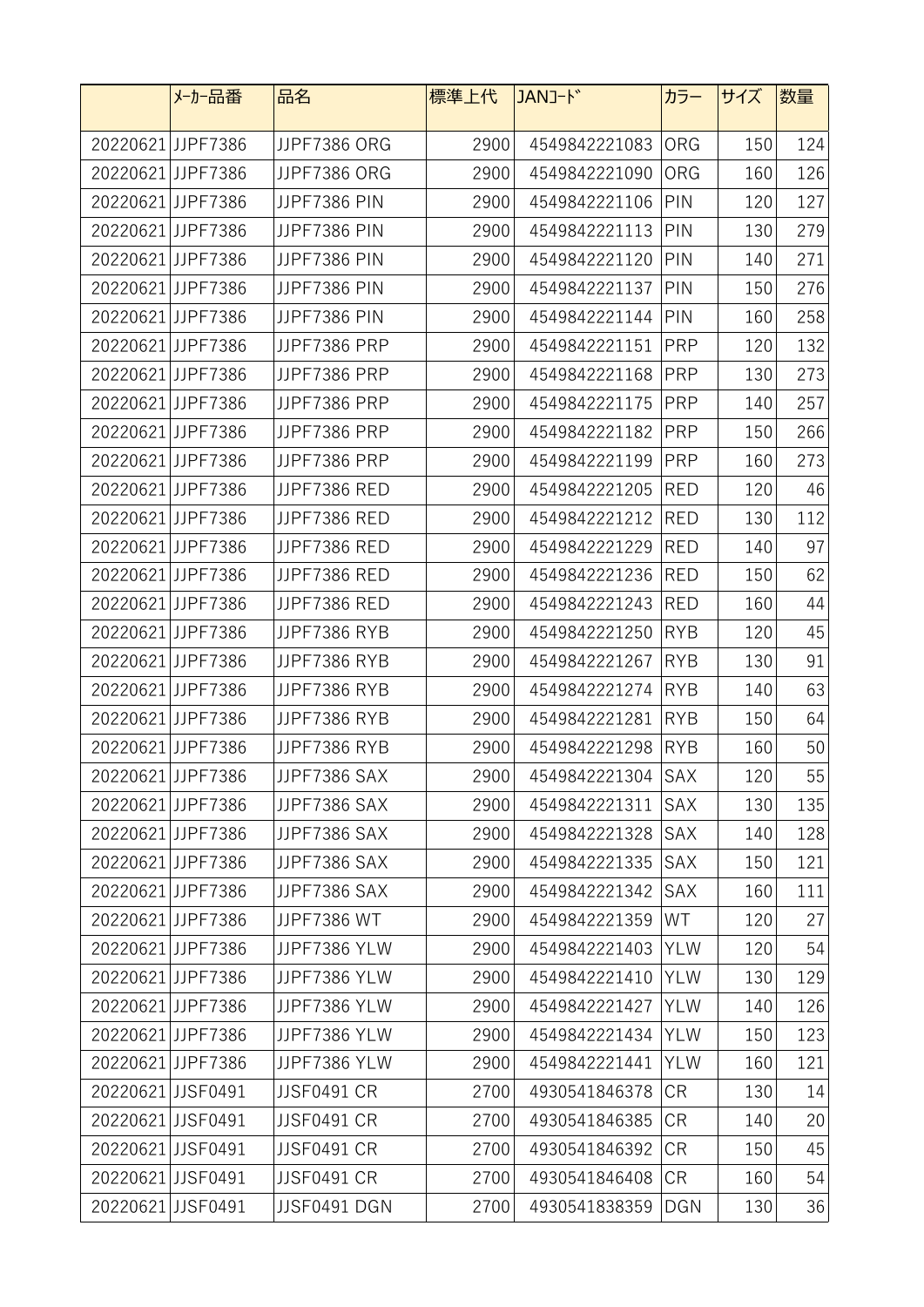|  | ﾒｰｶｰ品番 | 品名 | 標準上代 | JANｺｰﾄﾞ | カラー | サイズ | 数量 |
|---|---|---|---|---|---|---|---|
| 20220621 | JJPF7386 | JJPF7386 ORG | 2900 | 4549842221083 | ORG | 150 | 124 |
| 20220621 | JJPF7386 | JJPF7386 ORG | 2900 | 4549842221090 | ORG | 160 | 126 |
| 20220621 | JJPF7386 | JJPF7386 PIN | 2900 | 4549842221106 | PIN | 120 | 127 |
| 20220621 | JJPF7386 | JJPF7386 PIN | 2900 | 4549842221113 | PIN | 130 | 279 |
| 20220621 | JJPF7386 | JJPF7386 PIN | 2900 | 4549842221120 | PIN | 140 | 271 |
| 20220621 | JJPF7386 | JJPF7386 PIN | 2900 | 4549842221137 | PIN | 150 | 276 |
| 20220621 | JJPF7386 | JJPF7386 PIN | 2900 | 4549842221144 | PIN | 160 | 258 |
| 20220621 | JJPF7386 | JJPF7386 PRP | 2900 | 4549842221151 | PRP | 120 | 132 |
| 20220621 | JJPF7386 | JJPF7386 PRP | 2900 | 4549842221168 | PRP | 130 | 273 |
| 20220621 | JJPF7386 | JJPF7386 PRP | 2900 | 4549842221175 | PRP | 140 | 257 |
| 20220621 | JJPF7386 | JJPF7386 PRP | 2900 | 4549842221182 | PRP | 150 | 266 |
| 20220621 | JJPF7386 | JJPF7386 PRP | 2900 | 4549842221199 | PRP | 160 | 273 |
| 20220621 | JJPF7386 | JJPF7386 RED | 2900 | 4549842221205 | RED | 120 | 46 |
| 20220621 | JJPF7386 | JJPF7386 RED | 2900 | 4549842221212 | RED | 130 | 112 |
| 20220621 | JJPF7386 | JJPF7386 RED | 2900 | 4549842221229 | RED | 140 | 97 |
| 20220621 | JJPF7386 | JJPF7386 RED | 2900 | 4549842221236 | RED | 150 | 62 |
| 20220621 | JJPF7386 | JJPF7386 RED | 2900 | 4549842221243 | RED | 160 | 44 |
| 20220621 | JJPF7386 | JJPF7386 RYB | 2900 | 4549842221250 | RYB | 120 | 45 |
| 20220621 | JJPF7386 | JJPF7386 RYB | 2900 | 4549842221267 | RYB | 130 | 91 |
| 20220621 | JJPF7386 | JJPF7386 RYB | 2900 | 4549842221274 | RYB | 140 | 63 |
| 20220621 | JJPF7386 | JJPF7386 RYB | 2900 | 4549842221281 | RYB | 150 | 64 |
| 20220621 | JJPF7386 | JJPF7386 RYB | 2900 | 4549842221298 | RYB | 160 | 50 |
| 20220621 | JJPF7386 | JJPF7386 SAX | 2900 | 4549842221304 | SAX | 120 | 55 |
| 20220621 | JJPF7386 | JJPF7386 SAX | 2900 | 4549842221311 | SAX | 130 | 135 |
| 20220621 | JJPF7386 | JJPF7386 SAX | 2900 | 4549842221328 | SAX | 140 | 128 |
| 20220621 | JJPF7386 | JJPF7386 SAX | 2900 | 4549842221335 | SAX | 150 | 121 |
| 20220621 | JJPF7386 | JJPF7386 SAX | 2900 | 4549842221342 | SAX | 160 | 111 |
| 20220621 | JJPF7386 | JJPF7386 WT | 2900 | 4549842221359 | WT | 120 | 27 |
| 20220621 | JJPF7386 | JJPF7386 YLW | 2900 | 4549842221403 | YLW | 120 | 54 |
| 20220621 | JJPF7386 | JJPF7386 YLW | 2900 | 4549842221410 | YLW | 130 | 129 |
| 20220621 | JJPF7386 | JJPF7386 YLW | 2900 | 4549842221427 | YLW | 140 | 126 |
| 20220621 | JJPF7386 | JJPF7386 YLW | 2900 | 4549842221434 | YLW | 150 | 123 |
| 20220621 | JJPF7386 | JJPF7386 YLW | 2900 | 4549842221441 | YLW | 160 | 121 |
| 20220621 | JJSF0491 | JJSF0491 CR | 2700 | 4930541846378 | CR | 130 | 14 |
| 20220621 | JJSF0491 | JJSF0491 CR | 2700 | 4930541846385 | CR | 140 | 20 |
| 20220621 | JJSF0491 | JJSF0491 CR | 2700 | 4930541846392 | CR | 150 | 45 |
| 20220621 | JJSF0491 | JJSF0491 CR | 2700 | 4930541846408 | CR | 160 | 54 |
| 20220621 | JJSF0491 | JJSF0491 DGN | 2700 | 4930541838359 | DGN | 130 | 36 |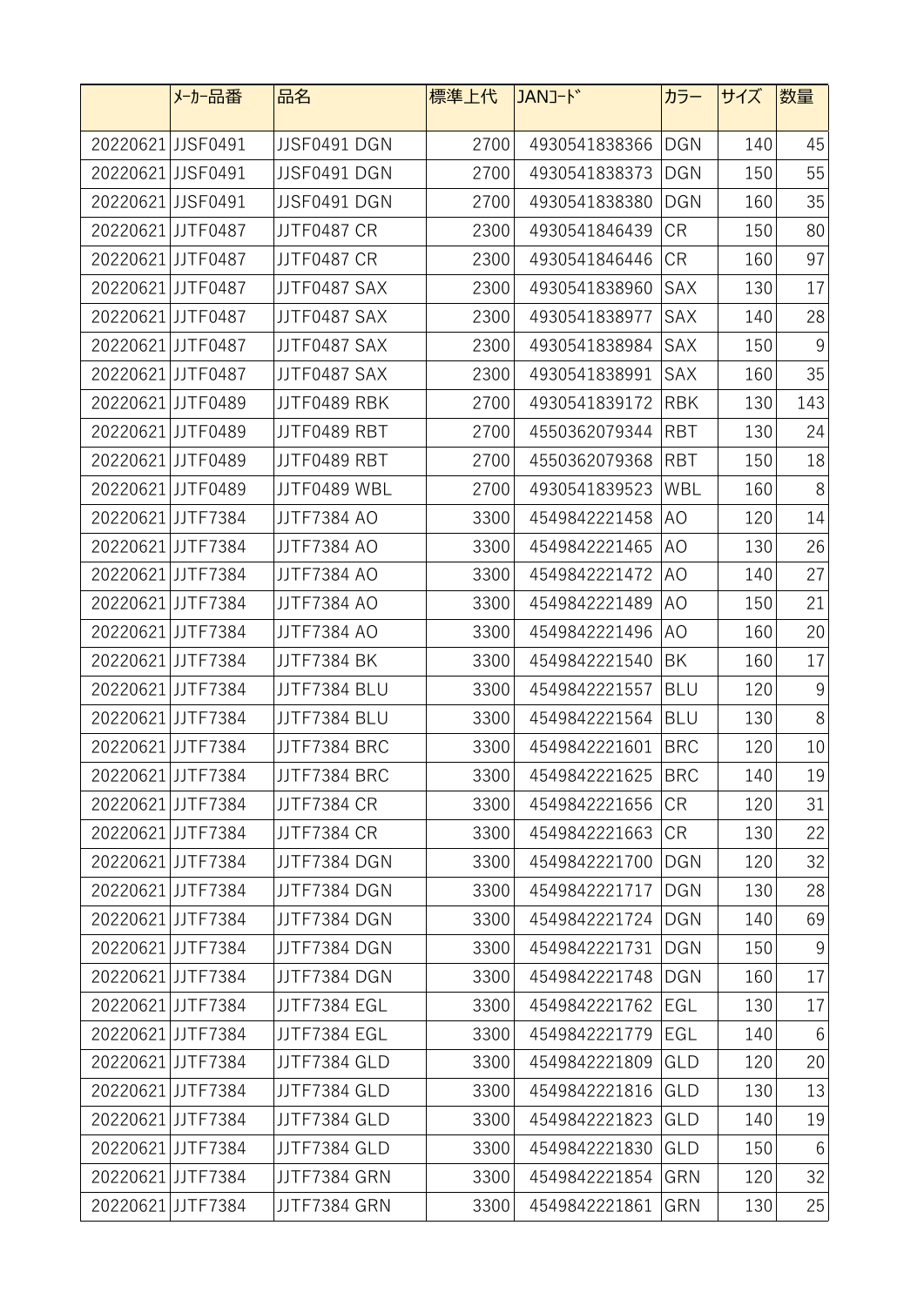| | ﾒｰｶｰ品番 | 品名 | 標準上代 | JANｺｰﾄﾞ | カラー | サイズ | 数量 |
|---|---|---|---|---|---|---|---|
| 20220621 | JJSF0491 | JJSF0491 DGN | 2700 | 4930541838366 | DGN | 140 | 45 |
| 20220621 | JJSF0491 | JJSF0491 DGN | 2700 | 4930541838373 | DGN | 150 | 55 |
| 20220621 | JJSF0491 | JJSF0491 DGN | 2700 | 4930541838380 | DGN | 160 | 35 |
| 20220621 | JJTF0487 | JJTF0487 CR | 2300 | 4930541846439 | CR | 150 | 80 |
| 20220621 | JJTF0487 | JJTF0487 CR | 2300 | 4930541846446 | CR | 160 | 97 |
| 20220621 | JJTF0487 | JJTF0487 SAX | 2300 | 4930541838960 | SAX | 130 | 17 |
| 20220621 | JJTF0487 | JJTF0487 SAX | 2300 | 4930541838977 | SAX | 140 | 28 |
| 20220621 | JJTF0487 | JJTF0487 SAX | 2300 | 4930541838984 | SAX | 150 | 9 |
| 20220621 | JJTF0487 | JJTF0487 SAX | 2300 | 4930541838991 | SAX | 160 | 35 |
| 20220621 | JJTF0489 | JJTF0489 RBK | 2700 | 4930541839172 | RBK | 130 | 143 |
| 20220621 | JJTF0489 | JJTF0489 RBT | 2700 | 4550362079344 | RBT | 130 | 24 |
| 20220621 | JJTF0489 | JJTF0489 RBT | 2700 | 4550362079368 | RBT | 150 | 18 |
| 20220621 | JJTF0489 | JJTF0489 WBL | 2700 | 4930541839523 | WBL | 160 | 8 |
| 20220621 | JJTF7384 | JJTF7384 AO | 3300 | 4549842221458 | AO | 120 | 14 |
| 20220621 | JJTF7384 | JJTF7384 AO | 3300 | 4549842221465 | AO | 130 | 26 |
| 20220621 | JJTF7384 | JJTF7384 AO | 3300 | 4549842221472 | AO | 140 | 27 |
| 20220621 | JJTF7384 | JJTF7384 AO | 3300 | 4549842221489 | AO | 150 | 21 |
| 20220621 | JJTF7384 | JJTF7384 AO | 3300 | 4549842221496 | AO | 160 | 20 |
| 20220621 | JJTF7384 | JJTF7384 BK | 3300 | 4549842221540 | BK | 160 | 17 |
| 20220621 | JJTF7384 | JJTF7384 BLU | 3300 | 4549842221557 | BLU | 120 | 9 |
| 20220621 | JJTF7384 | JJTF7384 BLU | 3300 | 4549842221564 | BLU | 130 | 8 |
| 20220621 | JJTF7384 | JJTF7384 BRC | 3300 | 4549842221601 | BRC | 120 | 10 |
| 20220621 | JJTF7384 | JJTF7384 BRC | 3300 | 4549842221625 | BRC | 140 | 19 |
| 20220621 | JJTF7384 | JJTF7384 CR | 3300 | 4549842221656 | CR | 120 | 31 |
| 20220621 | JJTF7384 | JJTF7384 CR | 3300 | 4549842221663 | CR | 130 | 22 |
| 20220621 | JJTF7384 | JJTF7384 DGN | 3300 | 4549842221700 | DGN | 120 | 32 |
| 20220621 | JJTF7384 | JJTF7384 DGN | 3300 | 4549842221717 | DGN | 130 | 28 |
| 20220621 | JJTF7384 | JJTF7384 DGN | 3300 | 4549842221724 | DGN | 140 | 69 |
| 20220621 | JJTF7384 | JJTF7384 DGN | 3300 | 4549842221731 | DGN | 150 | 9 |
| 20220621 | JJTF7384 | JJTF7384 DGN | 3300 | 4549842221748 | DGN | 160 | 17 |
| 20220621 | JJTF7384 | JJTF7384 EGL | 3300 | 4549842221762 | EGL | 130 | 17 |
| 20220621 | JJTF7384 | JJTF7384 EGL | 3300 | 4549842221779 | EGL | 140 | 6 |
| 20220621 | JJTF7384 | JJTF7384 GLD | 3300 | 4549842221809 | GLD | 120 | 20 |
| 20220621 | JJTF7384 | JJTF7384 GLD | 3300 | 4549842221816 | GLD | 130 | 13 |
| 20220621 | JJTF7384 | JJTF7384 GLD | 3300 | 4549842221823 | GLD | 140 | 19 |
| 20220621 | JJTF7384 | JJTF7384 GLD | 3300 | 4549842221830 | GLD | 150 | 6 |
| 20220621 | JJTF7384 | JJTF7384 GRN | 3300 | 4549842221854 | GRN | 120 | 32 |
| 20220621 | JJTF7384 | JJTF7384 GRN | 3300 | 4549842221861 | GRN | 130 | 25 |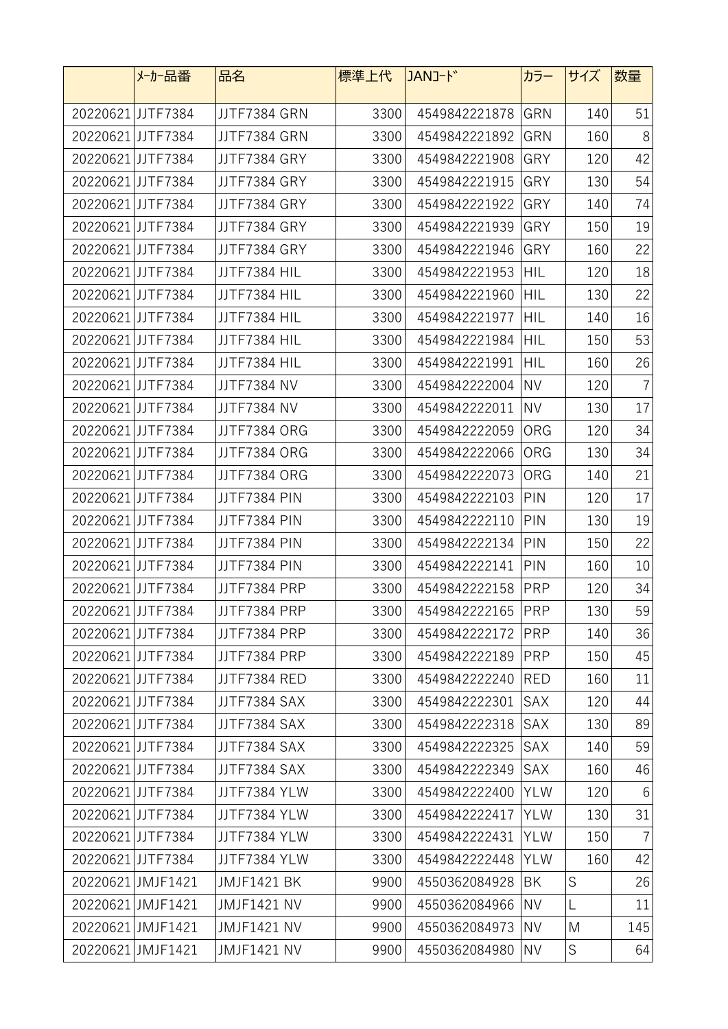|  | ﾒｰｶｰ品番 | 品名 | 標準上代 | JANｺｰﾄﾞ | カラー | サイズ | 数量 |
|---|---|---|---|---|---|---|---|
| 20220621 | JJTF7384 | JJTF7384 GRN | 3300 | 4549842221878 | GRN | 140 | 51 |
| 20220621 | JJTF7384 | JJTF7384 GRN | 3300 | 4549842221892 | GRN | 160 | 8 |
| 20220621 | JJTF7384 | JJTF7384 GRY | 3300 | 4549842221908 | GRY | 120 | 42 |
| 20220621 | JJTF7384 | JJTF7384 GRY | 3300 | 4549842221915 | GRY | 130 | 54 |
| 20220621 | JJTF7384 | JJTF7384 GRY | 3300 | 4549842221922 | GRY | 140 | 74 |
| 20220621 | JJTF7384 | JJTF7384 GRY | 3300 | 4549842221939 | GRY | 150 | 19 |
| 20220621 | JJTF7384 | JJTF7384 GRY | 3300 | 4549842221946 | GRY | 160 | 22 |
| 20220621 | JJTF7384 | JJTF7384 HIL | 3300 | 4549842221953 | HIL | 120 | 18 |
| 20220621 | JJTF7384 | JJTF7384 HIL | 3300 | 4549842221960 | HIL | 130 | 22 |
| 20220621 | JJTF7384 | JJTF7384 HIL | 3300 | 4549842221977 | HIL | 140 | 16 |
| 20220621 | JJTF7384 | JJTF7384 HIL | 3300 | 4549842221984 | HIL | 150 | 53 |
| 20220621 | JJTF7384 | JJTF7384 HIL | 3300 | 4549842221991 | HIL | 160 | 26 |
| 20220621 | JJTF7384 | JJTF7384 NV | 3300 | 4549842222004 | NV | 120 | 7 |
| 20220621 | JJTF7384 | JJTF7384 NV | 3300 | 4549842222011 | NV | 130 | 17 |
| 20220621 | JJTF7384 | JJTF7384 ORG | 3300 | 4549842222059 | ORG | 120 | 34 |
| 20220621 | JJTF7384 | JJTF7384 ORG | 3300 | 4549842222066 | ORG | 130 | 34 |
| 20220621 | JJTF7384 | JJTF7384 ORG | 3300 | 4549842222073 | ORG | 140 | 21 |
| 20220621 | JJTF7384 | JJTF7384 PIN | 3300 | 4549842222103 | PIN | 120 | 17 |
| 20220621 | JJTF7384 | JJTF7384 PIN | 3300 | 4549842222110 | PIN | 130 | 19 |
| 20220621 | JJTF7384 | JJTF7384 PIN | 3300 | 4549842222134 | PIN | 150 | 22 |
| 20220621 | JJTF7384 | JJTF7384 PIN | 3300 | 4549842222141 | PIN | 160 | 10 |
| 20220621 | JJTF7384 | JJTF7384 PRP | 3300 | 4549842222158 | PRP | 120 | 34 |
| 20220621 | JJTF7384 | JJTF7384 PRP | 3300 | 4549842222165 | PRP | 130 | 59 |
| 20220621 | JJTF7384 | JJTF7384 PRP | 3300 | 4549842222172 | PRP | 140 | 36 |
| 20220621 | JJTF7384 | JJTF7384 PRP | 3300 | 4549842222189 | PRP | 150 | 45 |
| 20220621 | JJTF7384 | JJTF7384 RED | 3300 | 4549842222240 | RED | 160 | 11 |
| 20220621 | JJTF7384 | JJTF7384 SAX | 3300 | 4549842222301 | SAX | 120 | 44 |
| 20220621 | JJTF7384 | JJTF7384 SAX | 3300 | 4549842222318 | SAX | 130 | 89 |
| 20220621 | JJTF7384 | JJTF7384 SAX | 3300 | 4549842222325 | SAX | 140 | 59 |
| 20220621 | JJTF7384 | JJTF7384 SAX | 3300 | 4549842222349 | SAX | 160 | 46 |
| 20220621 | JJTF7384 | JJTF7384 YLW | 3300 | 4549842222400 | YLW | 120 | 6 |
| 20220621 | JJTF7384 | JJTF7384 YLW | 3300 | 4549842222417 | YLW | 130 | 31 |
| 20220621 | JJTF7384 | JJTF7384 YLW | 3300 | 4549842222431 | YLW | 150 | 7 |
| 20220621 | JJTF7384 | JJTF7384 YLW | 3300 | 4549842222448 | YLW | 160 | 42 |
| 20220621 | JMJF1421 | JMJF1421 BK | 9900 | 4550362084928 | BK | S | 26 |
| 20220621 | JMJF1421 | JMJF1421 NV | 9900 | 4550362084966 | NV | L | 11 |
| 20220621 | JMJF1421 | JMJF1421 NV | 9900 | 4550362084973 | NV | M | 145 |
| 20220621 | JMJF1421 | JMJF1421 NV | 9900 | 4550362084980 | NV | S | 64 |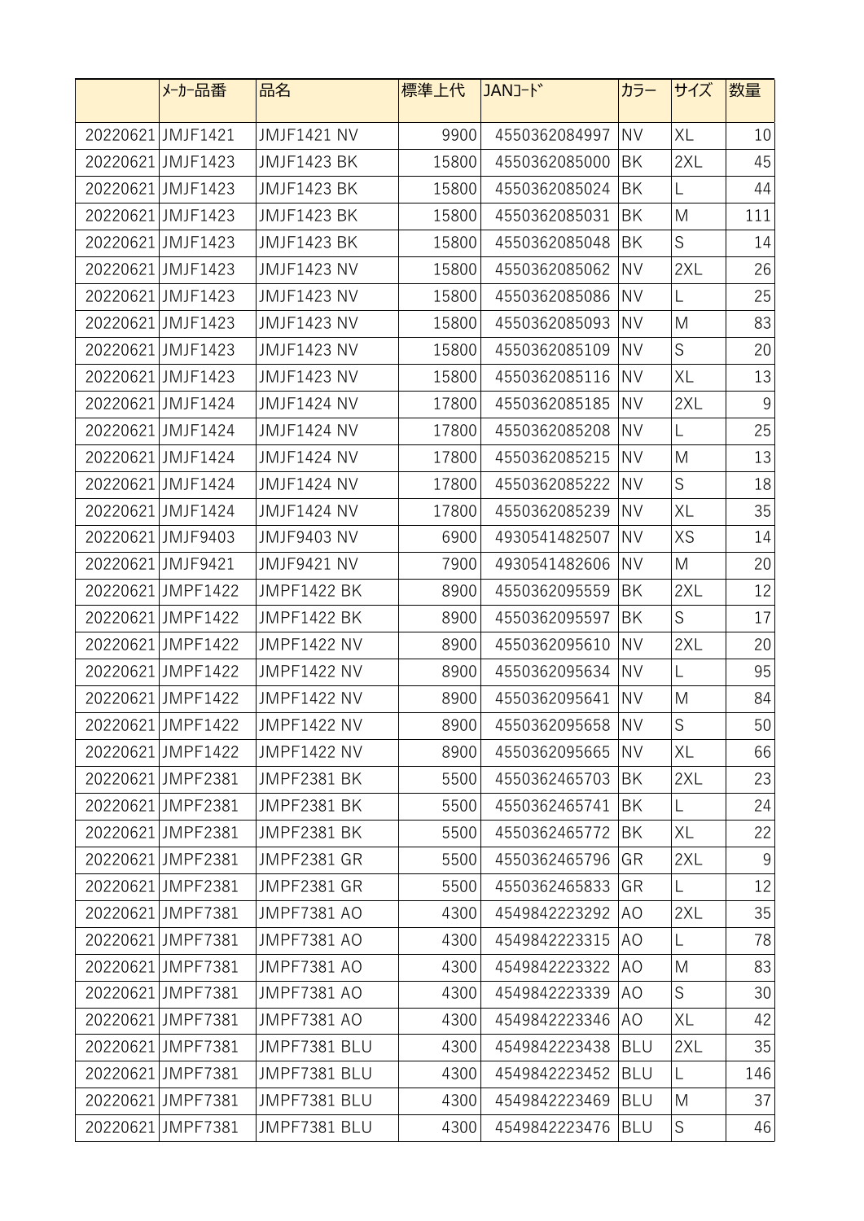|  | ﾒｰｶｰ品番 | 品名 | 標準上代 | JANｺｰﾄﾞ | カラー | サイズ | 数量 |
|---|---|---|---|---|---|---|---|
| 20220621 | JMJF1421 | JMJF1421 NV | 9900 | 4550362084997 | NV | XL | 10 |
| 20220621 | JMJF1423 | JMJF1423 BK | 15800 | 4550362085000 | BK | 2XL | 45 |
| 20220621 | JMJF1423 | JMJF1423 BK | 15800 | 4550362085024 | BK | L | 44 |
| 20220621 | JMJF1423 | JMJF1423 BK | 15800 | 4550362085031 | BK | M | 111 |
| 20220621 | JMJF1423 | JMJF1423 BK | 15800 | 4550362085048 | BK | S | 14 |
| 20220621 | JMJF1423 | JMJF1423 NV | 15800 | 4550362085062 | NV | 2XL | 26 |
| 20220621 | JMJF1423 | JMJF1423 NV | 15800 | 4550362085086 | NV | L | 25 |
| 20220621 | JMJF1423 | JMJF1423 NV | 15800 | 4550362085093 | NV | M | 83 |
| 20220621 | JMJF1423 | JMJF1423 NV | 15800 | 4550362085109 | NV | S | 20 |
| 20220621 | JMJF1423 | JMJF1423 NV | 15800 | 4550362085116 | NV | XL | 13 |
| 20220621 | JMJF1424 | JMJF1424 NV | 17800 | 4550362085185 | NV | 2XL | 9 |
| 20220621 | JMJF1424 | JMJF1424 NV | 17800 | 4550362085208 | NV | L | 25 |
| 20220621 | JMJF1424 | JMJF1424 NV | 17800 | 4550362085215 | NV | M | 13 |
| 20220621 | JMJF1424 | JMJF1424 NV | 17800 | 4550362085222 | NV | S | 18 |
| 20220621 | JMJF1424 | JMJF1424 NV | 17800 | 4550362085239 | NV | XL | 35 |
| 20220621 | JMJF9403 | JMJF9403 NV | 6900 | 4930541482507 | NV | XS | 14 |
| 20220621 | JMJF9421 | JMJF9421 NV | 7900 | 4930541482606 | NV | M | 20 |
| 20220621 | JMPF1422 | JMPF1422 BK | 8900 | 4550362095559 | BK | 2XL | 12 |
| 20220621 | JMPF1422 | JMPF1422 BK | 8900 | 4550362095597 | BK | S | 17 |
| 20220621 | JMPF1422 | JMPF1422 NV | 8900 | 4550362095610 | NV | 2XL | 20 |
| 20220621 | JMPF1422 | JMPF1422 NV | 8900 | 4550362095634 | NV | L | 95 |
| 20220621 | JMPF1422 | JMPF1422 NV | 8900 | 4550362095641 | NV | M | 84 |
| 20220621 | JMPF1422 | JMPF1422 NV | 8900 | 4550362095658 | NV | S | 50 |
| 20220621 | JMPF1422 | JMPF1422 NV | 8900 | 4550362095665 | NV | XL | 66 |
| 20220621 | JMPF2381 | JMPF2381 BK | 5500 | 4550362465703 | BK | 2XL | 23 |
| 20220621 | JMPF2381 | JMPF2381 BK | 5500 | 4550362465741 | BK | L | 24 |
| 20220621 | JMPF2381 | JMPF2381 BK | 5500 | 4550362465772 | BK | XL | 22 |
| 20220621 | JMPF2381 | JMPF2381 GR | 5500 | 4550362465796 | GR | 2XL | 9 |
| 20220621 | JMPF2381 | JMPF2381 GR | 5500 | 4550362465833 | GR | L | 12 |
| 20220621 | JMPF7381 | JMPF7381 AO | 4300 | 4549842223292 | AO | 2XL | 35 |
| 20220621 | JMPF7381 | JMPF7381 AO | 4300 | 4549842223315 | AO | L | 78 |
| 20220621 | JMPF7381 | JMPF7381 AO | 4300 | 4549842223322 | AO | M | 83 |
| 20220621 | JMPF7381 | JMPF7381 AO | 4300 | 4549842223339 | AO | S | 30 |
| 20220621 | JMPF7381 | JMPF7381 AO | 4300 | 4549842223346 | AO | XL | 42 |
| 20220621 | JMPF7381 | JMPF7381 BLU | 4300 | 4549842223438 | BLU | 2XL | 35 |
| 20220621 | JMPF7381 | JMPF7381 BLU | 4300 | 4549842223452 | BLU | L | 146 |
| 20220621 | JMPF7381 | JMPF7381 BLU | 4300 | 4549842223469 | BLU | M | 37 |
| 20220621 | JMPF7381 | JMPF7381 BLU | 4300 | 4549842223476 | BLU | S | 46 |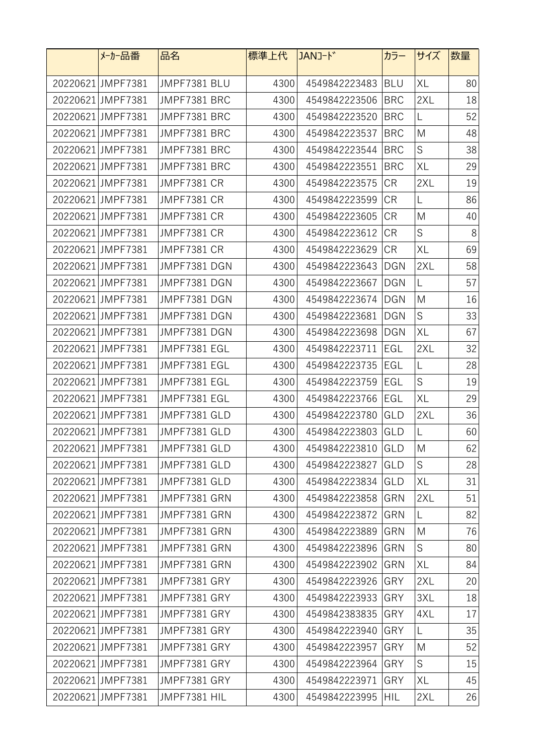|  | ﾒｰｶｰ品番 | 品名 | 標準上代 | JANｺｰﾄﾞ | カラー | サイズ | 数量 |
|---|---|---|---|---|---|---|---|
| 20220621 | JMPF7381 | JMPF7381 BLU | 4300 | 4549842223483 | BLU | XL | 80 |
| 20220621 | JMPF7381 | JMPF7381 BRC | 4300 | 4549842223506 | BRC | 2XL | 18 |
| 20220621 | JMPF7381 | JMPF7381 BRC | 4300 | 4549842223520 | BRC | L | 52 |
| 20220621 | JMPF7381 | JMPF7381 BRC | 4300 | 4549842223537 | BRC | M | 48 |
| 20220621 | JMPF7381 | JMPF7381 BRC | 4300 | 4549842223544 | BRC | S | 38 |
| 20220621 | JMPF7381 | JMPF7381 BRC | 4300 | 4549842223551 | BRC | XL | 29 |
| 20220621 | JMPF7381 | JMPF7381 CR | 4300 | 4549842223575 | CR | 2XL | 19 |
| 20220621 | JMPF7381 | JMPF7381 CR | 4300 | 4549842223599 | CR | L | 86 |
| 20220621 | JMPF7381 | JMPF7381 CR | 4300 | 4549842223605 | CR | M | 40 |
| 20220621 | JMPF7381 | JMPF7381 CR | 4300 | 4549842223612 | CR | S | 8 |
| 20220621 | JMPF7381 | JMPF7381 CR | 4300 | 4549842223629 | CR | XL | 69 |
| 20220621 | JMPF7381 | JMPF7381 DGN | 4300 | 4549842223643 | DGN | 2XL | 58 |
| 20220621 | JMPF7381 | JMPF7381 DGN | 4300 | 4549842223667 | DGN | L | 57 |
| 20220621 | JMPF7381 | JMPF7381 DGN | 4300 | 4549842223674 | DGN | M | 16 |
| 20220621 | JMPF7381 | JMPF7381 DGN | 4300 | 4549842223681 | DGN | S | 33 |
| 20220621 | JMPF7381 | JMPF7381 DGN | 4300 | 4549842223698 | DGN | XL | 67 |
| 20220621 | JMPF7381 | JMPF7381 EGL | 4300 | 4549842223711 | EGL | 2XL | 32 |
| 20220621 | JMPF7381 | JMPF7381 EGL | 4300 | 4549842223735 | EGL | L | 28 |
| 20220621 | JMPF7381 | JMPF7381 EGL | 4300 | 4549842223759 | EGL | S | 19 |
| 20220621 | JMPF7381 | JMPF7381 EGL | 4300 | 4549842223766 | EGL | XL | 29 |
| 20220621 | JMPF7381 | JMPF7381 GLD | 4300 | 4549842223780 | GLD | 2XL | 36 |
| 20220621 | JMPF7381 | JMPF7381 GLD | 4300 | 4549842223803 | GLD | L | 60 |
| 20220621 | JMPF7381 | JMPF7381 GLD | 4300 | 4549842223810 | GLD | M | 62 |
| 20220621 | JMPF7381 | JMPF7381 GLD | 4300 | 4549842223827 | GLD | S | 28 |
| 20220621 | JMPF7381 | JMPF7381 GLD | 4300 | 4549842223834 | GLD | XL | 31 |
| 20220621 | JMPF7381 | JMPF7381 GRN | 4300 | 4549842223858 | GRN | 2XL | 51 |
| 20220621 | JMPF7381 | JMPF7381 GRN | 4300 | 4549842223872 | GRN | L | 82 |
| 20220621 | JMPF7381 | JMPF7381 GRN | 4300 | 4549842223889 | GRN | M | 76 |
| 20220621 | JMPF7381 | JMPF7381 GRN | 4300 | 4549842223896 | GRN | S | 80 |
| 20220621 | JMPF7381 | JMPF7381 GRN | 4300 | 4549842223902 | GRN | XL | 84 |
| 20220621 | JMPF7381 | JMPF7381 GRY | 4300 | 4549842223926 | GRY | 2XL | 20 |
| 20220621 | JMPF7381 | JMPF7381 GRY | 4300 | 4549842223933 | GRY | 3XL | 18 |
| 20220621 | JMPF7381 | JMPF7381 GRY | 4300 | 4549842383835 | GRY | 4XL | 17 |
| 20220621 | JMPF7381 | JMPF7381 GRY | 4300 | 4549842223940 | GRY | L | 35 |
| 20220621 | JMPF7381 | JMPF7381 GRY | 4300 | 4549842223957 | GRY | M | 52 |
| 20220621 | JMPF7381 | JMPF7381 GRY | 4300 | 4549842223964 | GRY | S | 15 |
| 20220621 | JMPF7381 | JMPF7381 GRY | 4300 | 4549842223971 | GRY | XL | 45 |
| 20220621 | JMPF7381 | JMPF7381 HIL | 4300 | 4549842223995 | HIL | 2XL | 26 |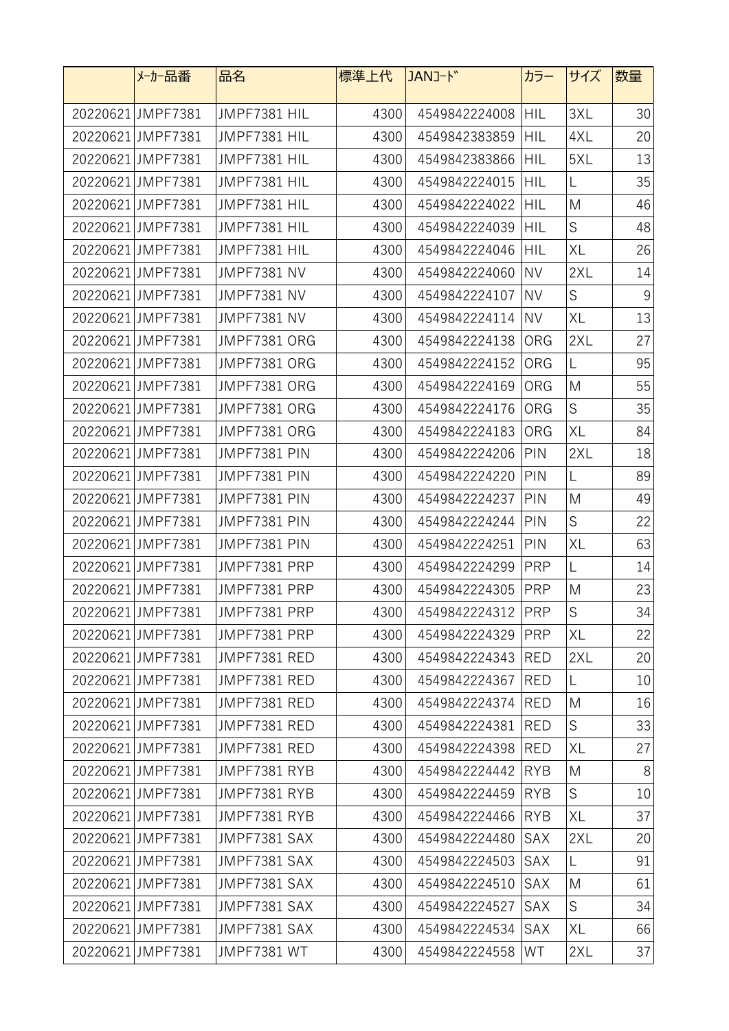|  | ﾒｰｶｰ品番 | 品名 | 標準上代 | JANｺｰﾄﾞ | カラー | サイズ | 数量 |
|---|---|---|---|---|---|---|---|
| 20220621 | JMPF7381 | JMPF7381 HIL | 4300 | 4549842224008 | HIL | 3XL | 30 |
| 20220621 | JMPF7381 | JMPF7381 HIL | 4300 | 4549842383859 | HIL | 4XL | 20 |
| 20220621 | JMPF7381 | JMPF7381 HIL | 4300 | 4549842383866 | HIL | 5XL | 13 |
| 20220621 | JMPF7381 | JMPF7381 HIL | 4300 | 4549842224015 | HIL | L | 35 |
| 20220621 | JMPF7381 | JMPF7381 HIL | 4300 | 4549842224022 | HIL | M | 46 |
| 20220621 | JMPF7381 | JMPF7381 HIL | 4300 | 4549842224039 | HIL | S | 48 |
| 20220621 | JMPF7381 | JMPF7381 HIL | 4300 | 4549842224046 | HIL | XL | 26 |
| 20220621 | JMPF7381 | JMPF7381 NV | 4300 | 4549842224060 | NV | 2XL | 14 |
| 20220621 | JMPF7381 | JMPF7381 NV | 4300 | 4549842224107 | NV | S | 9 |
| 20220621 | JMPF7381 | JMPF7381 NV | 4300 | 4549842224114 | NV | XL | 13 |
| 20220621 | JMPF7381 | JMPF7381 ORG | 4300 | 4549842224138 | ORG | 2XL | 27 |
| 20220621 | JMPF7381 | JMPF7381 ORG | 4300 | 4549842224152 | ORG | L | 95 |
| 20220621 | JMPF7381 | JMPF7381 ORG | 4300 | 4549842224169 | ORG | M | 55 |
| 20220621 | JMPF7381 | JMPF7381 ORG | 4300 | 4549842224176 | ORG | S | 35 |
| 20220621 | JMPF7381 | JMPF7381 ORG | 4300 | 4549842224183 | ORG | XL | 84 |
| 20220621 | JMPF7381 | JMPF7381 PIN | 4300 | 4549842224206 | PIN | 2XL | 18 |
| 20220621 | JMPF7381 | JMPF7381 PIN | 4300 | 4549842224220 | PIN | L | 89 |
| 20220621 | JMPF7381 | JMPF7381 PIN | 4300 | 4549842224237 | PIN | M | 49 |
| 20220621 | JMPF7381 | JMPF7381 PIN | 4300 | 4549842224244 | PIN | S | 22 |
| 20220621 | JMPF7381 | JMPF7381 PIN | 4300 | 4549842224251 | PIN | XL | 63 |
| 20220621 | JMPF7381 | JMPF7381 PRP | 4300 | 4549842224299 | PRP | L | 14 |
| 20220621 | JMPF7381 | JMPF7381 PRP | 4300 | 4549842224305 | PRP | M | 23 |
| 20220621 | JMPF7381 | JMPF7381 PRP | 4300 | 4549842224312 | PRP | S | 34 |
| 20220621 | JMPF7381 | JMPF7381 PRP | 4300 | 4549842224329 | PRP | XL | 22 |
| 20220621 | JMPF7381 | JMPF7381 RED | 4300 | 4549842224343 | RED | 2XL | 20 |
| 20220621 | JMPF7381 | JMPF7381 RED | 4300 | 4549842224367 | RED | L | 10 |
| 20220621 | JMPF7381 | JMPF7381 RED | 4300 | 4549842224374 | RED | M | 16 |
| 20220621 | JMPF7381 | JMPF7381 RED | 4300 | 4549842224381 | RED | S | 33 |
| 20220621 | JMPF7381 | JMPF7381 RED | 4300 | 4549842224398 | RED | XL | 27 |
| 20220621 | JMPF7381 | JMPF7381 RYB | 4300 | 4549842224442 | RYB | M | 8 |
| 20220621 | JMPF7381 | JMPF7381 RYB | 4300 | 4549842224459 | RYB | S | 10 |
| 20220621 | JMPF7381 | JMPF7381 RYB | 4300 | 4549842224466 | RYB | XL | 37 |
| 20220621 | JMPF7381 | JMPF7381 SAX | 4300 | 4549842224480 | SAX | 2XL | 20 |
| 20220621 | JMPF7381 | JMPF7381 SAX | 4300 | 4549842224503 | SAX | L | 91 |
| 20220621 | JMPF7381 | JMPF7381 SAX | 4300 | 4549842224510 | SAX | M | 61 |
| 20220621 | JMPF7381 | JMPF7381 SAX | 4300 | 4549842224527 | SAX | S | 34 |
| 20220621 | JMPF7381 | JMPF7381 SAX | 4300 | 4549842224534 | SAX | XL | 66 |
| 20220621 | JMPF7381 | JMPF7381 WT | 4300 | 4549842224558 | WT | 2XL | 37 |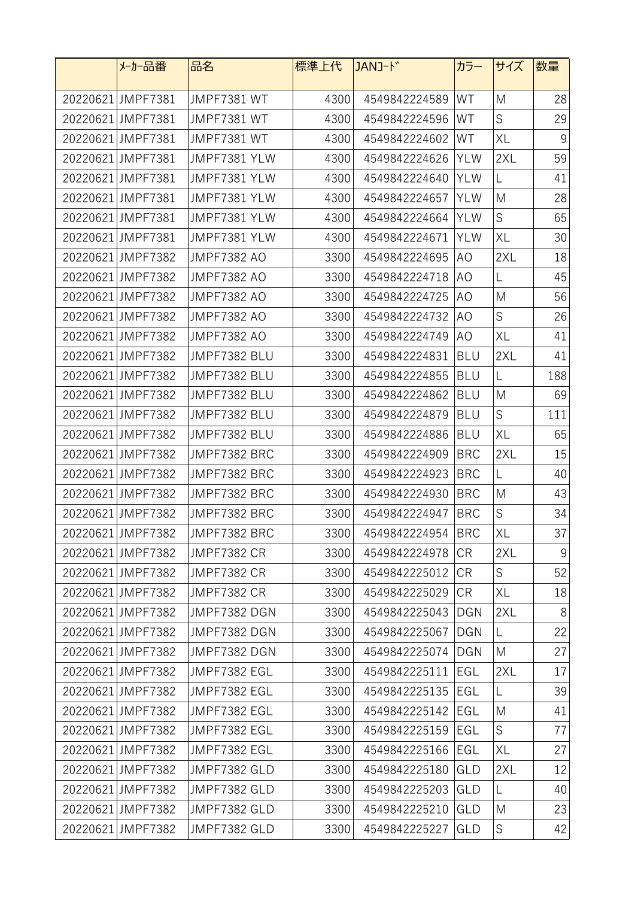|  | ﾒｰｶｰ品番 | 品名 | 標準上代 | JANｺｰﾄﾞ | カラー | サイズ | 数量 |
|---|---|---|---|---|---|---|---|
| 20220621 | JMPF7381 | JMPF7381 WT | 4300 | 4549842224589 | WT | M | 28 |
| 20220621 | JMPF7381 | JMPF7381 WT | 4300 | 4549842224596 | WT | S | 29 |
| 20220621 | JMPF7381 | JMPF7381 WT | 4300 | 4549842224602 | WT | XL | 9 |
| 20220621 | JMPF7381 | JMPF7381 YLW | 4300 | 4549842224626 | YLW | 2XL | 59 |
| 20220621 | JMPF7381 | JMPF7381 YLW | 4300 | 4549842224640 | YLW | L | 41 |
| 20220621 | JMPF7381 | JMPF7381 YLW | 4300 | 4549842224657 | YLW | M | 28 |
| 20220621 | JMPF7381 | JMPF7381 YLW | 4300 | 4549842224664 | YLW | S | 65 |
| 20220621 | JMPF7381 | JMPF7381 YLW | 4300 | 4549842224671 | YLW | XL | 30 |
| 20220621 | JMPF7382 | JMPF7382 AO | 3300 | 4549842224695 | AO | 2XL | 18 |
| 20220621 | JMPF7382 | JMPF7382 AO | 3300 | 4549842224718 | AO | L | 45 |
| 20220621 | JMPF7382 | JMPF7382 AO | 3300 | 4549842224725 | AO | M | 56 |
| 20220621 | JMPF7382 | JMPF7382 AO | 3300 | 4549842224732 | AO | S | 26 |
| 20220621 | JMPF7382 | JMPF7382 AO | 3300 | 4549842224749 | AO | XL | 41 |
| 20220621 | JMPF7382 | JMPF7382 BLU | 3300 | 4549842224831 | BLU | 2XL | 41 |
| 20220621 | JMPF7382 | JMPF7382 BLU | 3300 | 4549842224855 | BLU | L | 188 |
| 20220621 | JMPF7382 | JMPF7382 BLU | 3300 | 4549842224862 | BLU | M | 69 |
| 20220621 | JMPF7382 | JMPF7382 BLU | 3300 | 4549842224879 | BLU | S | 111 |
| 20220621 | JMPF7382 | JMPF7382 BLU | 3300 | 4549842224886 | BLU | XL | 65 |
| 20220621 | JMPF7382 | JMPF7382 BRC | 3300 | 4549842224909 | BRC | 2XL | 15 |
| 20220621 | JMPF7382 | JMPF7382 BRC | 3300 | 4549842224923 | BRC | L | 40 |
| 20220621 | JMPF7382 | JMPF7382 BRC | 3300 | 4549842224930 | BRC | M | 43 |
| 20220621 | JMPF7382 | JMPF7382 BRC | 3300 | 4549842224947 | BRC | S | 34 |
| 20220621 | JMPF7382 | JMPF7382 BRC | 3300 | 4549842224954 | BRC | XL | 37 |
| 20220621 | JMPF7382 | JMPF7382 CR | 3300 | 4549842224978 | CR | 2XL | 9 |
| 20220621 | JMPF7382 | JMPF7382 CR | 3300 | 4549842225012 | CR | S | 52 |
| 20220621 | JMPF7382 | JMPF7382 CR | 3300 | 4549842225029 | CR | XL | 18 |
| 20220621 | JMPF7382 | JMPF7382 DGN | 3300 | 4549842225043 | DGN | 2XL | 8 |
| 20220621 | JMPF7382 | JMPF7382 DGN | 3300 | 4549842225067 | DGN | L | 22 |
| 20220621 | JMPF7382 | JMPF7382 DGN | 3300 | 4549842225074 | DGN | M | 27 |
| 20220621 | JMPF7382 | JMPF7382 EGL | 3300 | 4549842225111 | EGL | 2XL | 17 |
| 20220621 | JMPF7382 | JMPF7382 EGL | 3300 | 4549842225135 | EGL | L | 39 |
| 20220621 | JMPF7382 | JMPF7382 EGL | 3300 | 4549842225142 | EGL | M | 41 |
| 20220621 | JMPF7382 | JMPF7382 EGL | 3300 | 4549842225159 | EGL | S | 77 |
| 20220621 | JMPF7382 | JMPF7382 EGL | 3300 | 4549842225166 | EGL | XL | 27 |
| 20220621 | JMPF7382 | JMPF7382 GLD | 3300 | 4549842225180 | GLD | 2XL | 12 |
| 20220621 | JMPF7382 | JMPF7382 GLD | 3300 | 4549842225203 | GLD | L | 40 |
| 20220621 | JMPF7382 | JMPF7382 GLD | 3300 | 4549842225210 | GLD | M | 23 |
| 20220621 | JMPF7382 | JMPF7382 GLD | 3300 | 4549842225227 | GLD | S | 42 |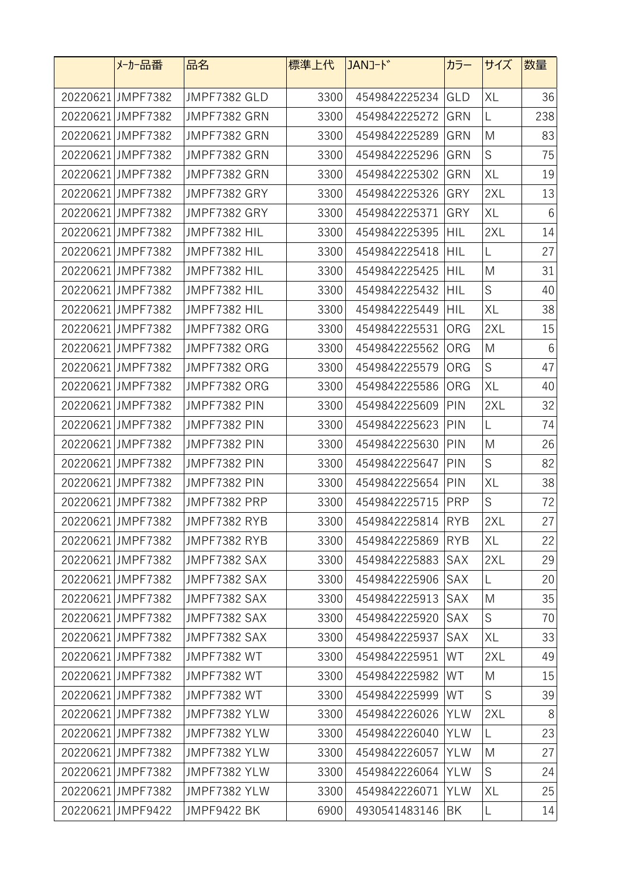| | ﾒｰｶｰ品番 | 品名 | 標準上代 | JANｺｰﾄﾞ | カラー | サイズ | 数量 |
|---|---|---|---|---|---|---|---|
| 20220621 | JMPF7382 | JMPF7382 GLD | 3300 | 4549842225234 | GLD | XL | 36 |
| 20220621 | JMPF7382 | JMPF7382 GRN | 3300 | 4549842225272 | GRN | L | 238 |
| 20220621 | JMPF7382 | JMPF7382 GRN | 3300 | 4549842225289 | GRN | M | 83 |
| 20220621 | JMPF7382 | JMPF7382 GRN | 3300 | 4549842225296 | GRN | S | 75 |
| 20220621 | JMPF7382 | JMPF7382 GRN | 3300 | 4549842225302 | GRN | XL | 19 |
| 20220621 | JMPF7382 | JMPF7382 GRY | 3300 | 4549842225326 | GRY | 2XL | 13 |
| 20220621 | JMPF7382 | JMPF7382 GRY | 3300 | 4549842225371 | GRY | XL | 6 |
| 20220621 | JMPF7382 | JMPF7382 HIL | 3300 | 4549842225395 | HIL | 2XL | 14 |
| 20220621 | JMPF7382 | JMPF7382 HIL | 3300 | 4549842225418 | HIL | L | 27 |
| 20220621 | JMPF7382 | JMPF7382 HIL | 3300 | 4549842225425 | HIL | M | 31 |
| 20220621 | JMPF7382 | JMPF7382 HIL | 3300 | 4549842225432 | HIL | S | 40 |
| 20220621 | JMPF7382 | JMPF7382 HIL | 3300 | 4549842225449 | HIL | XL | 38 |
| 20220621 | JMPF7382 | JMPF7382 ORG | 3300 | 4549842225531 | ORG | 2XL | 15 |
| 20220621 | JMPF7382 | JMPF7382 ORG | 3300 | 4549842225562 | ORG | M | 6 |
| 20220621 | JMPF7382 | JMPF7382 ORG | 3300 | 4549842225579 | ORG | S | 47 |
| 20220621 | JMPF7382 | JMPF7382 ORG | 3300 | 4549842225586 | ORG | XL | 40 |
| 20220621 | JMPF7382 | JMPF7382 PIN | 3300 | 4549842225609 | PIN | 2XL | 32 |
| 20220621 | JMPF7382 | JMPF7382 PIN | 3300 | 4549842225623 | PIN | L | 74 |
| 20220621 | JMPF7382 | JMPF7382 PIN | 3300 | 4549842225630 | PIN | M | 26 |
| 20220621 | JMPF7382 | JMPF7382 PIN | 3300 | 4549842225647 | PIN | S | 82 |
| 20220621 | JMPF7382 | JMPF7382 PIN | 3300 | 4549842225654 | PIN | XL | 38 |
| 20220621 | JMPF7382 | JMPF7382 PRP | 3300 | 4549842225715 | PRP | S | 72 |
| 20220621 | JMPF7382 | JMPF7382 RYB | 3300 | 4549842225814 | RYB | 2XL | 27 |
| 20220621 | JMPF7382 | JMPF7382 RYB | 3300 | 4549842225869 | RYB | XL | 22 |
| 20220621 | JMPF7382 | JMPF7382 SAX | 3300 | 4549842225883 | SAX | 2XL | 29 |
| 20220621 | JMPF7382 | JMPF7382 SAX | 3300 | 4549842225906 | SAX | L | 20 |
| 20220621 | JMPF7382 | JMPF7382 SAX | 3300 | 4549842225913 | SAX | M | 35 |
| 20220621 | JMPF7382 | JMPF7382 SAX | 3300 | 4549842225920 | SAX | S | 70 |
| 20220621 | JMPF7382 | JMPF7382 SAX | 3300 | 4549842225937 | SAX | XL | 33 |
| 20220621 | JMPF7382 | JMPF7382 WT | 3300 | 4549842225951 | WT | 2XL | 49 |
| 20220621 | JMPF7382 | JMPF7382 WT | 3300 | 4549842225982 | WT | M | 15 |
| 20220621 | JMPF7382 | JMPF7382 WT | 3300 | 4549842225999 | WT | S | 39 |
| 20220621 | JMPF7382 | JMPF7382 YLW | 3300 | 4549842226026 | YLW | 2XL | 8 |
| 20220621 | JMPF7382 | JMPF7382 YLW | 3300 | 4549842226040 | YLW | L | 23 |
| 20220621 | JMPF7382 | JMPF7382 YLW | 3300 | 4549842226057 | YLW | M | 27 |
| 20220621 | JMPF7382 | JMPF7382 YLW | 3300 | 4549842226064 | YLW | S | 24 |
| 20220621 | JMPF7382 | JMPF7382 YLW | 3300 | 4549842226071 | YLW | XL | 25 |
| 20220621 | JMPF9422 | JMPF9422 BK | 6900 | 4930541483146 | BK | L | 14 |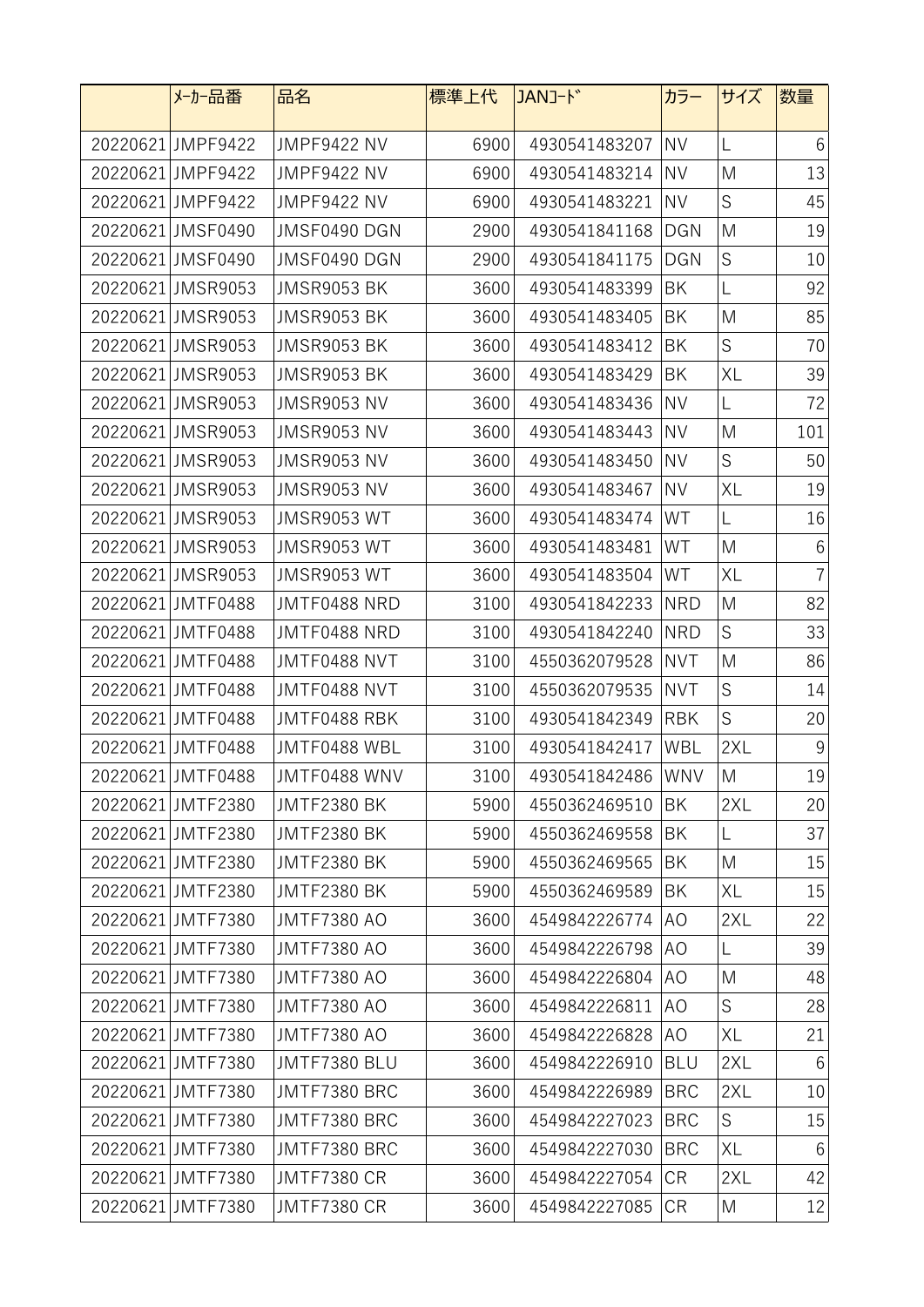|  | ﾒｰｶｰ品番 | 品名 | 標準上代 | JANｺｰﾄﾞ | カラー | サイズ | 数量 |
|---|---|---|---|---|---|---|---|
| 20220621 | JMPF9422 | JMPF9422 NV | 6900 | 4930541483207 | NV | L | 6 |
| 20220621 | JMPF9422 | JMPF9422 NV | 6900 | 4930541483214 | NV | M | 13 |
| 20220621 | JMPF9422 | JMPF9422 NV | 6900 | 4930541483221 | NV | S | 45 |
| 20220621 | JMSF0490 | JMSF0490 DGN | 2900 | 4930541841168 | DGN | M | 19 |
| 20220621 | JMSF0490 | JMSF0490 DGN | 2900 | 4930541841175 | DGN | S | 10 |
| 20220621 | JMSR9053 | JMSR9053 BK | 3600 | 4930541483399 | BK | L | 92 |
| 20220621 | JMSR9053 | JMSR9053 BK | 3600 | 4930541483405 | BK | M | 85 |
| 20220621 | JMSR9053 | JMSR9053 BK | 3600 | 4930541483412 | BK | S | 70 |
| 20220621 | JMSR9053 | JMSR9053 BK | 3600 | 4930541483429 | BK | XL | 39 |
| 20220621 | JMSR9053 | JMSR9053 NV | 3600 | 4930541483436 | NV | L | 72 |
| 20220621 | JMSR9053 | JMSR9053 NV | 3600 | 4930541483443 | NV | M | 101 |
| 20220621 | JMSR9053 | JMSR9053 NV | 3600 | 4930541483450 | NV | S | 50 |
| 20220621 | JMSR9053 | JMSR9053 NV | 3600 | 4930541483467 | NV | XL | 19 |
| 20220621 | JMSR9053 | JMSR9053 WT | 3600 | 4930541483474 | WT | L | 16 |
| 20220621 | JMSR9053 | JMSR9053 WT | 3600 | 4930541483481 | WT | M | 6 |
| 20220621 | JMSR9053 | JMSR9053 WT | 3600 | 4930541483504 | WT | XL | 7 |
| 20220621 | JMTF0488 | JMTF0488 NRD | 3100 | 4930541842233 | NRD | M | 82 |
| 20220621 | JMTF0488 | JMTF0488 NRD | 3100 | 4930541842240 | NRD | S | 33 |
| 20220621 | JMTF0488 | JMTF0488 NVT | 3100 | 4550362079528 | NVT | M | 86 |
| 20220621 | JMTF0488 | JMTF0488 NVT | 3100 | 4550362079535 | NVT | S | 14 |
| 20220621 | JMTF0488 | JMTF0488 RBK | 3100 | 4930541842349 | RBK | S | 20 |
| 20220621 | JMTF0488 | JMTF0488 WBL | 3100 | 4930541842417 | WBL | 2XL | 9 |
| 20220621 | JMTF0488 | JMTF0488 WNV | 3100 | 4930541842486 | WNV | M | 19 |
| 20220621 | JMTF2380 | JMTF2380 BK | 5900 | 4550362469510 | BK | 2XL | 20 |
| 20220621 | JMTF2380 | JMTF2380 BK | 5900 | 4550362469558 | BK | L | 37 |
| 20220621 | JMTF2380 | JMTF2380 BK | 5900 | 4550362469565 | BK | M | 15 |
| 20220621 | JMTF2380 | JMTF2380 BK | 5900 | 4550362469589 | BK | XL | 15 |
| 20220621 | JMTF7380 | JMTF7380 AO | 3600 | 4549842226774 | AO | 2XL | 22 |
| 20220621 | JMTF7380 | JMTF7380 AO | 3600 | 4549842226798 | AO | L | 39 |
| 20220621 | JMTF7380 | JMTF7380 AO | 3600 | 4549842226804 | AO | M | 48 |
| 20220621 | JMTF7380 | JMTF7380 AO | 3600 | 4549842226811 | AO | S | 28 |
| 20220621 | JMTF7380 | JMTF7380 AO | 3600 | 4549842226828 | AO | XL | 21 |
| 20220621 | JMTF7380 | JMTF7380 BLU | 3600 | 4549842226910 | BLU | 2XL | 6 |
| 20220621 | JMTF7380 | JMTF7380 BRC | 3600 | 4549842226989 | BRC | 2XL | 10 |
| 20220621 | JMTF7380 | JMTF7380 BRC | 3600 | 4549842227023 | BRC | S | 15 |
| 20220621 | JMTF7380 | JMTF7380 BRC | 3600 | 4549842227030 | BRC | XL | 6 |
| 20220621 | JMTF7380 | JMTF7380 CR | 3600 | 4549842227054 | CR | 2XL | 42 |
| 20220621 | JMTF7380 | JMTF7380 CR | 3600 | 4549842227085 | CR | M | 12 |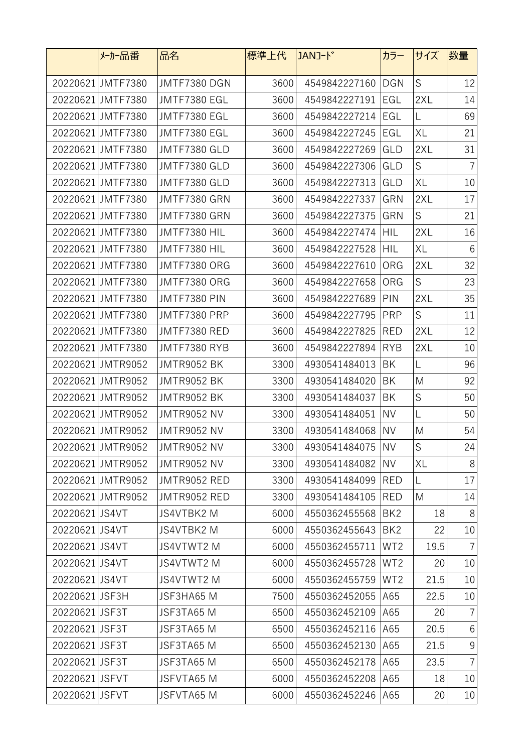| | ﾒｰｶｰ品番 | 品名 | 標準上代 | JANｺｰﾄﾞ | カラー | サイズ | 数量 |
|---|---|---|---|---|---|---|---|
| 20220621 | JMTF7380 | JMTF7380 DGN | 3600 | 4549842227160 | DGN | S | 12 |
| 20220621 | JMTF7380 | JMTF7380 EGL | 3600 | 4549842227191 | EGL | 2XL | 14 |
| 20220621 | JMTF7380 | JMTF7380 EGL | 3600 | 4549842227214 | EGL | L | 69 |
| 20220621 | JMTF7380 | JMTF7380 EGL | 3600 | 4549842227245 | EGL | XL | 21 |
| 20220621 | JMTF7380 | JMTF7380 GLD | 3600 | 4549842227269 | GLD | 2XL | 31 |
| 20220621 | JMTF7380 | JMTF7380 GLD | 3600 | 4549842227306 | GLD | S | 7 |
| 20220621 | JMTF7380 | JMTF7380 GLD | 3600 | 4549842227313 | GLD | XL | 10 |
| 20220621 | JMTF7380 | JMTF7380 GRN | 3600 | 4549842227337 | GRN | 2XL | 17 |
| 20220621 | JMTF7380 | JMTF7380 GRN | 3600 | 4549842227375 | GRN | S | 21 |
| 20220621 | JMTF7380 | JMTF7380 HIL | 3600 | 4549842227474 | HIL | 2XL | 16 |
| 20220621 | JMTF7380 | JMTF7380 HIL | 3600 | 4549842227528 | HIL | XL | 6 |
| 20220621 | JMTF7380 | JMTF7380 ORG | 3600 | 4549842227610 | ORG | 2XL | 32 |
| 20220621 | JMTF7380 | JMTF7380 ORG | 3600 | 4549842227658 | ORG | S | 23 |
| 20220621 | JMTF7380 | JMTF7380 PIN | 3600 | 4549842227689 | PIN | 2XL | 35 |
| 20220621 | JMTF7380 | JMTF7380 PRP | 3600 | 4549842227795 | PRP | S | 11 |
| 20220621 | JMTF7380 | JMTF7380 RED | 3600 | 4549842227825 | RED | 2XL | 12 |
| 20220621 | JMTF7380 | JMTF7380 RYB | 3600 | 4549842227894 | RYB | 2XL | 10 |
| 20220621 | JMTR9052 | JMTR9052 BK | 3300 | 4930541484013 | BK | L | 96 |
| 20220621 | JMTR9052 | JMTR9052 BK | 3300 | 4930541484020 | BK | M | 92 |
| 20220621 | JMTR9052 | JMTR9052 BK | 3300 | 4930541484037 | BK | S | 50 |
| 20220621 | JMTR9052 | JMTR9052 NV | 3300 | 4930541484051 | NV | L | 50 |
| 20220621 | JMTR9052 | JMTR9052 NV | 3300 | 4930541484068 | NV | M | 54 |
| 20220621 | JMTR9052 | JMTR9052 NV | 3300 | 4930541484075 | NV | S | 24 |
| 20220621 | JMTR9052 | JMTR9052 NV | 3300 | 4930541484082 | NV | XL | 8 |
| 20220621 | JMTR9052 | JMTR9052 RED | 3300 | 4930541484099 | RED | L | 17 |
| 20220621 | JMTR9052 | JMTR9052 RED | 3300 | 4930541484105 | RED | M | 14 |
| 20220621 | JS4VT | JS4VTBK2 M | 6000 | 4550362455568 | BK2 | 18 | 8 |
| 20220621 | JS4VT | JS4VTBK2 M | 6000 | 4550362455643 | BK2 | 22 | 10 |
| 20220621 | JS4VT | JS4VTWT2 M | 6000 | 4550362455711 | WT2 | 19.5 | 7 |
| 20220621 | JS4VT | JS4VTWT2 M | 6000 | 4550362455728 | WT2 | 20 | 10 |
| 20220621 | JS4VT | JS4VTWT2 M | 6000 | 4550362455759 | WT2 | 21.5 | 10 |
| 20220621 | JSF3H | JSF3HA65 M | 7500 | 4550362452055 | A65 | 22.5 | 10 |
| 20220621 | JSF3T | JSF3TA65 M | 6500 | 4550362452109 | A65 | 20 | 7 |
| 20220621 | JSF3T | JSF3TA65 M | 6500 | 4550362452116 | A65 | 20.5 | 6 |
| 20220621 | JSF3T | JSF3TA65 M | 6500 | 4550362452130 | A65 | 21.5 | 9 |
| 20220621 | JSF3T | JSF3TA65 M | 6500 | 4550362452178 | A65 | 23.5 | 7 |
| 20220621 | JSFVT | JSFVTA65 M | 6000 | 4550362452208 | A65 | 18 | 10 |
| 20220621 | JSFVT | JSFVTA65 M | 6000 | 4550362452246 | A65 | 20 | 10 |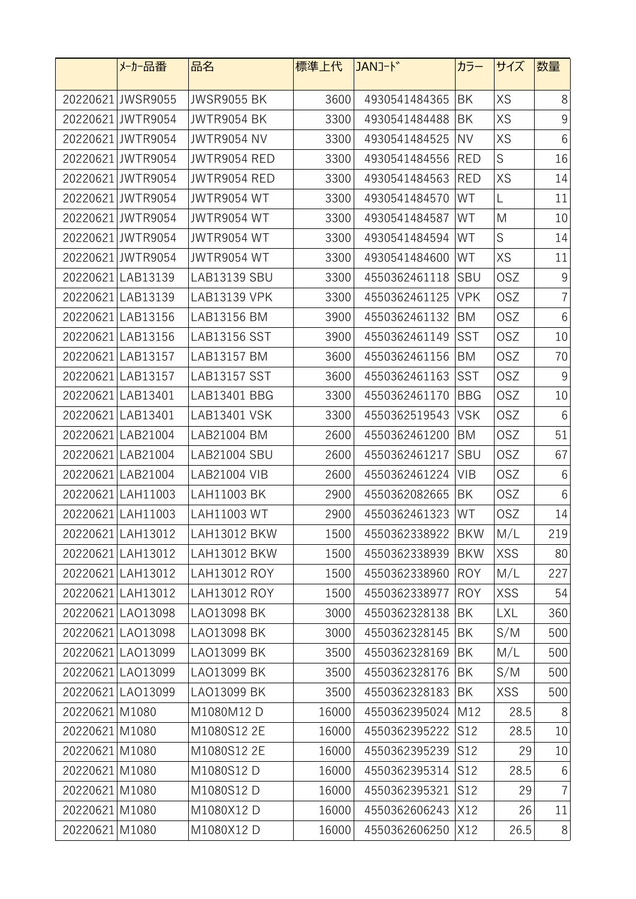| | ﾒｰｶｰ品番 | 品名 | 標準上代 | JANｺｰﾄﾞ | カラー | サイズ | 数量 |
|---|---|---|---|---|---|---|---|
| 20220621 | JWSR9055 | JWSR9055 BK | 3600 | 4930541484365 | BK | XS | 8 |
| 20220621 | JWTR9054 | JWTR9054 BK | 3300 | 4930541484488 | BK | XS | 9 |
| 20220621 | JWTR9054 | JWTR9054 NV | 3300 | 4930541484525 | NV | XS | 6 |
| 20220621 | JWTR9054 | JWTR9054 RED | 3300 | 4930541484556 | RED | S | 16 |
| 20220621 | JWTR9054 | JWTR9054 RED | 3300 | 4930541484563 | RED | XS | 14 |
| 20220621 | JWTR9054 | JWTR9054 WT | 3300 | 4930541484570 | WT | L | 11 |
| 20220621 | JWTR9054 | JWTR9054 WT | 3300 | 4930541484587 | WT | M | 10 |
| 20220621 | JWTR9054 | JWTR9054 WT | 3300 | 4930541484594 | WT | S | 14 |
| 20220621 | JWTR9054 | JWTR9054 WT | 3300 | 4930541484600 | WT | XS | 11 |
| 20220621 | LAB13139 | LAB13139 SBU | 3300 | 4550362461118 | SBU | OSZ | 9 |
| 20220621 | LAB13139 | LAB13139 VPK | 3300 | 4550362461125 | VPK | OSZ | 7 |
| 20220621 | LAB13156 | LAB13156 BM | 3900 | 4550362461132 | BM | OSZ | 6 |
| 20220621 | LAB13156 | LAB13156 SST | 3900 | 4550362461149 | SST | OSZ | 10 |
| 20220621 | LAB13157 | LAB13157 BM | 3600 | 4550362461156 | BM | OSZ | 70 |
| 20220621 | LAB13157 | LAB13157 SST | 3600 | 4550362461163 | SST | OSZ | 9 |
| 20220621 | LAB13401 | LAB13401 BBG | 3300 | 4550362461170 | BBG | OSZ | 10 |
| 20220621 | LAB13401 | LAB13401 VSK | 3300 | 4550362519543 | VSK | OSZ | 6 |
| 20220621 | LAB21004 | LAB21004 BM | 2600 | 4550362461200 | BM | OSZ | 51 |
| 20220621 | LAB21004 | LAB21004 SBU | 2600 | 4550362461217 | SBU | OSZ | 67 |
| 20220621 | LAB21004 | LAB21004 VIB | 2600 | 4550362461224 | VIB | OSZ | 6 |
| 20220621 | LAH11003 | LAH11003 BK | 2900 | 4550362082665 | BK | OSZ | 6 |
| 20220621 | LAH11003 | LAH11003 WT | 2900 | 4550362461323 | WT | OSZ | 14 |
| 20220621 | LAH13012 | LAH13012 BKW | 1500 | 4550362338922 | BKW | M/L | 219 |
| 20220621 | LAH13012 | LAH13012 BKW | 1500 | 4550362338939 | BKW | XSS | 80 |
| 20220621 | LAH13012 | LAH13012 ROY | 1500 | 4550362338960 | ROY | M/L | 227 |
| 20220621 | LAH13012 | LAH13012 ROY | 1500 | 4550362338977 | ROY | XSS | 54 |
| 20220621 | LAO13098 | LAO13098 BK | 3000 | 4550362328138 | BK | LXL | 360 |
| 20220621 | LAO13098 | LAO13098 BK | 3000 | 4550362328145 | BK | S/M | 500 |
| 20220621 | LAO13099 | LAO13099 BK | 3500 | 4550362328169 | BK | M/L | 500 |
| 20220621 | LAO13099 | LAO13099 BK | 3500 | 4550362328176 | BK | S/M | 500 |
| 20220621 | LAO13099 | LAO13099 BK | 3500 | 4550362328183 | BK | XSS | 500 |
| 20220621 | M1080 | M1080M12 D | 16000 | 4550362395024 | M12 | 28.5 | 8 |
| 20220621 | M1080 | M1080S12 2E | 16000 | 4550362395222 | S12 | 28.5 | 10 |
| 20220621 | M1080 | M1080S12 2E | 16000 | 4550362395239 | S12 | 29 | 10 |
| 20220621 | M1080 | M1080S12 D | 16000 | 4550362395314 | S12 | 28.5 | 6 |
| 20220621 | M1080 | M1080S12 D | 16000 | 4550362395321 | S12 | 29 | 7 |
| 20220621 | M1080 | M1080X12 D | 16000 | 4550362606243 | X12 | 26 | 11 |
| 20220621 | M1080 | M1080X12 D | 16000 | 4550362606250 | X12 | 26.5 | 8 |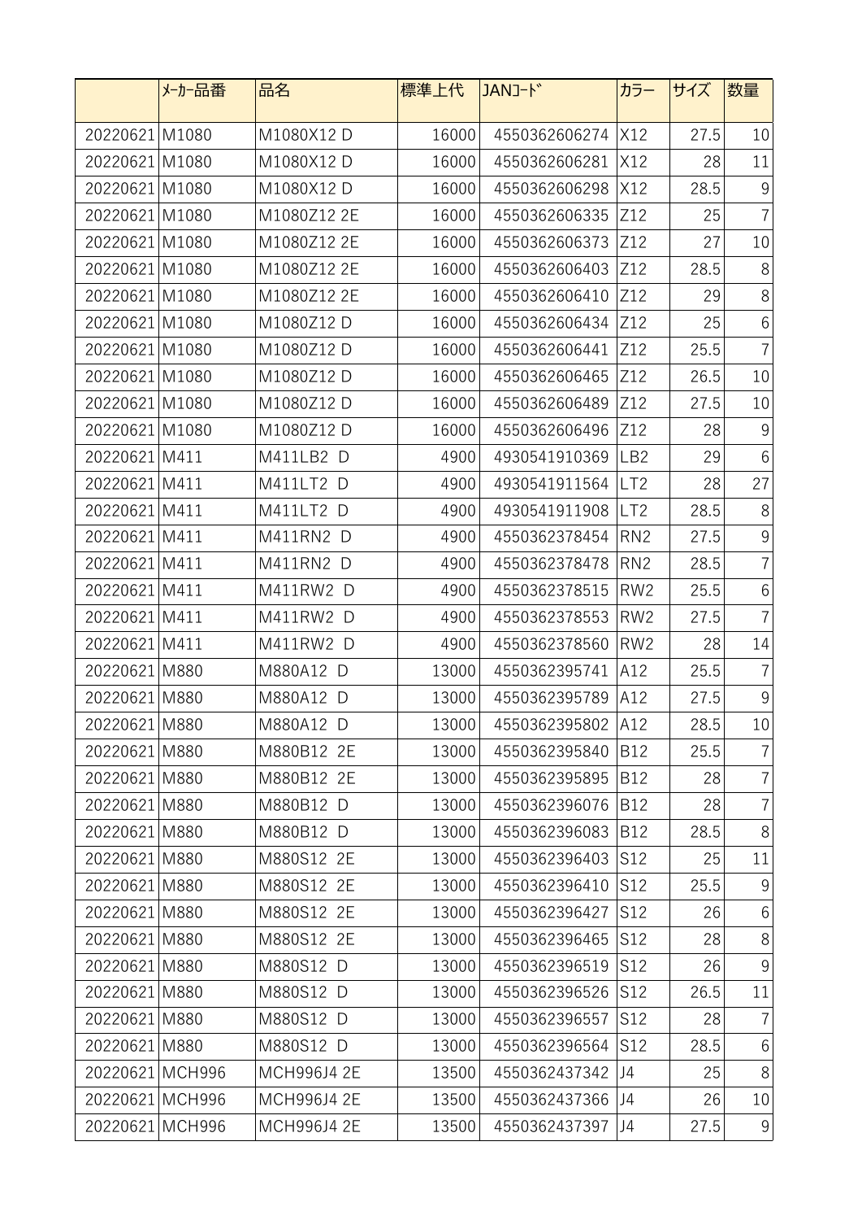|  | ﾒｰｶｰ品番 | 品名 | 標準上代 | JANｺｰﾄﾞ | カラー | サイズ | 数量 |
|---|---|---|---|---|---|---|---|
| 20220621 | M1080 | M1080X12 D | 16000 | 4550362606274 | X12 | 27.5 | 10 |
| 20220621 | M1080 | M1080X12 D | 16000 | 4550362606281 | X12 | 28 | 11 |
| 20220621 | M1080 | M1080X12 D | 16000 | 4550362606298 | X12 | 28.5 | 9 |
| 20220621 | M1080 | M1080Z12 2E | 16000 | 4550362606335 | Z12 | 25 | 7 |
| 20220621 | M1080 | M1080Z12 2E | 16000 | 4550362606373 | Z12 | 27 | 10 |
| 20220621 | M1080 | M1080Z12 2E | 16000 | 4550362606403 | Z12 | 28.5 | 8 |
| 20220621 | M1080 | M1080Z12 2E | 16000 | 4550362606410 | Z12 | 29 | 8 |
| 20220621 | M1080 | M1080Z12 D | 16000 | 4550362606434 | Z12 | 25 | 6 |
| 20220621 | M1080 | M1080Z12 D | 16000 | 4550362606441 | Z12 | 25.5 | 7 |
| 20220621 | M1080 | M1080Z12 D | 16000 | 4550362606465 | Z12 | 26.5 | 10 |
| 20220621 | M1080 | M1080Z12 D | 16000 | 4550362606489 | Z12 | 27.5 | 10 |
| 20220621 | M1080 | M1080Z12 D | 16000 | 4550362606496 | Z12 | 28 | 9 |
| 20220621 | M411 | M411LB2 D | 4900 | 4930541910369 | LB2 | 29 | 6 |
| 20220621 | M411 | M411LT2 D | 4900 | 4930541911564 | LT2 | 28 | 27 |
| 20220621 | M411 | M411LT2 D | 4900 | 4930541911908 | LT2 | 28.5 | 8 |
| 20220621 | M411 | M411RN2 D | 4900 | 4550362378454 | RN2 | 27.5 | 9 |
| 20220621 | M411 | M411RN2 D | 4900 | 4550362378478 | RN2 | 28.5 | 7 |
| 20220621 | M411 | M411RW2 D | 4900 | 4550362378515 | RW2 | 25.5 | 6 |
| 20220621 | M411 | M411RW2 D | 4900 | 4550362378553 | RW2 | 27.5 | 7 |
| 20220621 | M411 | M411RW2 D | 4900 | 4550362378560 | RW2 | 28 | 14 |
| 20220621 | M880 | M880A12 D | 13000 | 4550362395741 | A12 | 25.5 | 7 |
| 20220621 | M880 | M880A12 D | 13000 | 4550362395789 | A12 | 27.5 | 9 |
| 20220621 | M880 | M880A12 D | 13000 | 4550362395802 | A12 | 28.5 | 10 |
| 20220621 | M880 | M880B12 2E | 13000 | 4550362395840 | B12 | 25.5 | 7 |
| 20220621 | M880 | M880B12 2E | 13000 | 4550362395895 | B12 | 28 | 7 |
| 20220621 | M880 | M880B12 D | 13000 | 4550362396076 | B12 | 28 | 7 |
| 20220621 | M880 | M880B12 D | 13000 | 4550362396083 | B12 | 28.5 | 8 |
| 20220621 | M880 | M880S12 2E | 13000 | 4550362396403 | S12 | 25 | 11 |
| 20220621 | M880 | M880S12 2E | 13000 | 4550362396410 | S12 | 25.5 | 9 |
| 20220621 | M880 | M880S12 2E | 13000 | 4550362396427 | S12 | 26 | 6 |
| 20220621 | M880 | M880S12 2E | 13000 | 4550362396465 | S12 | 28 | 8 |
| 20220621 | M880 | M880S12 D | 13000 | 4550362396519 | S12 | 26 | 9 |
| 20220621 | M880 | M880S12 D | 13000 | 4550362396526 | S12 | 26.5 | 11 |
| 20220621 | M880 | M880S12 D | 13000 | 4550362396557 | S12 | 28 | 7 |
| 20220621 | M880 | M880S12 D | 13000 | 4550362396564 | S12 | 28.5 | 6 |
| 20220621 | MCH996 | MCH996J4 2E | 13500 | 4550362437342 | J4 | 25 | 8 |
| 20220621 | MCH996 | MCH996J4 2E | 13500 | 4550362437366 | J4 | 26 | 10 |
| 20220621 | MCH996 | MCH996J4 2E | 13500 | 4550362437397 | J4 | 27.5 | 9 |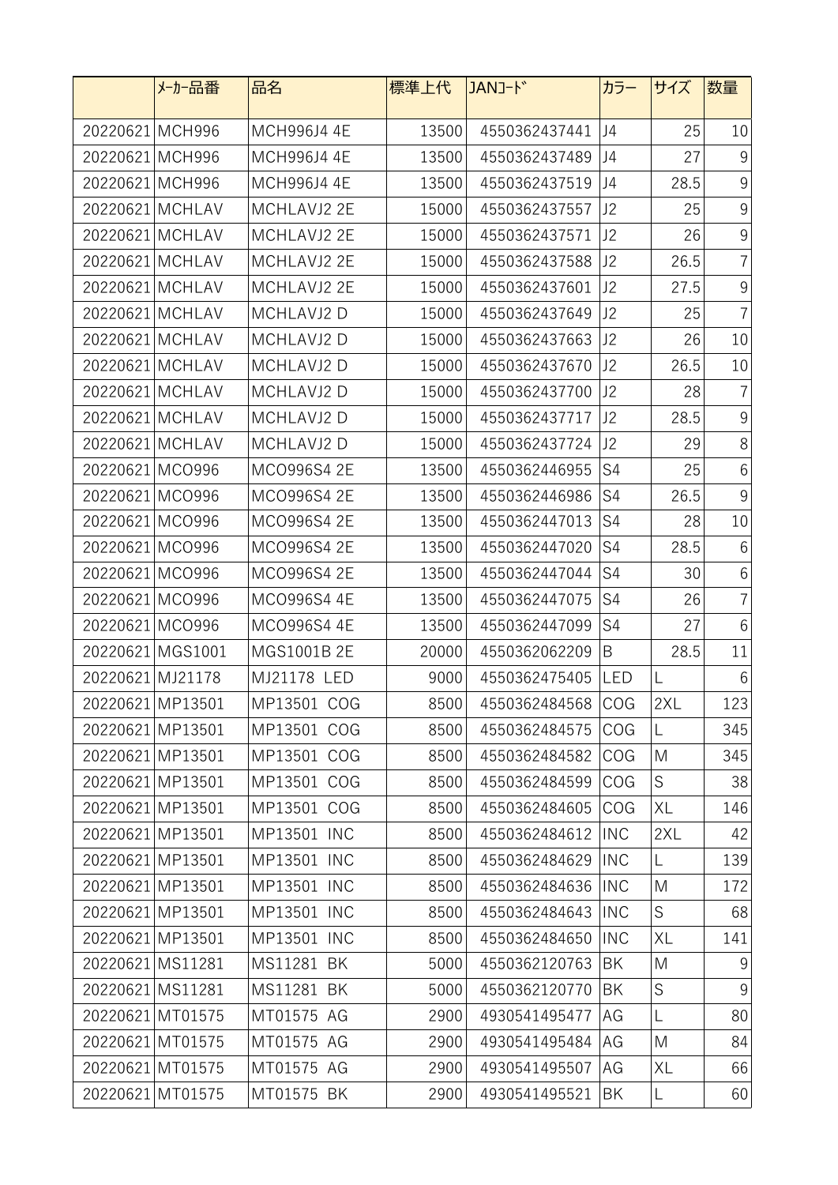|  | ﾒｰｶｰ品番 | 品名 | 標準上代 | JANｺｰﾄﾞ | カラー | サイズ | 数量 |
|---|---|---|---|---|---|---|---|
| 20220621 | MCH996 | MCH996J4 4E | 13500 | 4550362437441 | J4 | 25 | 10 |
| 20220621 | MCH996 | MCH996J4 4E | 13500 | 4550362437489 | J4 | 27 | 9 |
| 20220621 | MCH996 | MCH996J4 4E | 13500 | 4550362437519 | J4 | 28.5 | 9 |
| 20220621 | MCHLAV | MCHLAVJ2 2E | 15000 | 4550362437557 | J2 | 25 | 9 |
| 20220621 | MCHLAV | MCHLAVJ2 2E | 15000 | 4550362437571 | J2 | 26 | 9 |
| 20220621 | MCHLAV | MCHLAVJ2 2E | 15000 | 4550362437588 | J2 | 26.5 | 7 |
| 20220621 | MCHLAV | MCHLAVJ2 2E | 15000 | 4550362437601 | J2 | 27.5 | 9 |
| 20220621 | MCHLAV | MCHLAVJ2 D | 15000 | 4550362437649 | J2 | 25 | 7 |
| 20220621 | MCHLAV | MCHLAVJ2 D | 15000 | 4550362437663 | J2 | 26 | 10 |
| 20220621 | MCHLAV | MCHLAVJ2 D | 15000 | 4550362437670 | J2 | 26.5 | 10 |
| 20220621 | MCHLAV | MCHLAVJ2 D | 15000 | 4550362437700 | J2 | 28 | 7 |
| 20220621 | MCHLAV | MCHLAVJ2 D | 15000 | 4550362437717 | J2 | 28.5 | 9 |
| 20220621 | MCHLAV | MCHLAVJ2 D | 15000 | 4550362437724 | J2 | 29 | 8 |
| 20220621 | MCO996 | MCO996S4 2E | 13500 | 4550362446955 | S4 | 25 | 6 |
| 20220621 | MCO996 | MCO996S4 2E | 13500 | 4550362446986 | S4 | 26.5 | 9 |
| 20220621 | MCO996 | MCO996S4 2E | 13500 | 4550362447013 | S4 | 28 | 10 |
| 20220621 | MCO996 | MCO996S4 2E | 13500 | 4550362447020 | S4 | 28.5 | 6 |
| 20220621 | MCO996 | MCO996S4 2E | 13500 | 4550362447044 | S4 | 30 | 6 |
| 20220621 | MCO996 | MCO996S4 4E | 13500 | 4550362447075 | S4 | 26 | 7 |
| 20220621 | MCO996 | MCO996S4 4E | 13500 | 4550362447099 | S4 | 27 | 6 |
| 20220621 | MGS1001 | MGS1001B 2E | 20000 | 4550362062209 | B | 28.5 | 11 |
| 20220621 | MJ21178 | MJ21178 LED | 9000 | 4550362475405 | LED | L | 6 |
| 20220621 | MP13501 | MP13501 COG | 8500 | 4550362484568 | COG | 2XL | 123 |
| 20220621 | MP13501 | MP13501 COG | 8500 | 4550362484575 | COG | L | 345 |
| 20220621 | MP13501 | MP13501 COG | 8500 | 4550362484582 | COG | M | 345 |
| 20220621 | MP13501 | MP13501 COG | 8500 | 4550362484599 | COG | S | 38 |
| 20220621 | MP13501 | MP13501 COG | 8500 | 4550362484605 | COG | XL | 146 |
| 20220621 | MP13501 | MP13501 INC | 8500 | 4550362484612 | INC | 2XL | 42 |
| 20220621 | MP13501 | MP13501 INC | 8500 | 4550362484629 | INC | L | 139 |
| 20220621 | MP13501 | MP13501 INC | 8500 | 4550362484636 | INC | M | 172 |
| 20220621 | MP13501 | MP13501 INC | 8500 | 4550362484643 | INC | S | 68 |
| 20220621 | MP13501 | MP13501 INC | 8500 | 4550362484650 | INC | XL | 141 |
| 20220621 | MS11281 | MS11281 BK | 5000 | 4550362120763 | BK | M | 9 |
| 20220621 | MS11281 | MS11281 BK | 5000 | 4550362120770 | BK | S | 9 |
| 20220621 | MT01575 | MT01575 AG | 2900 | 4930541495477 | AG | L | 80 |
| 20220621 | MT01575 | MT01575 AG | 2900 | 4930541495484 | AG | M | 84 |
| 20220621 | MT01575 | MT01575 AG | 2900 | 4930541495507 | AG | XL | 66 |
| 20220621 | MT01575 | MT01575 BK | 2900 | 4930541495521 | BK | L | 60 |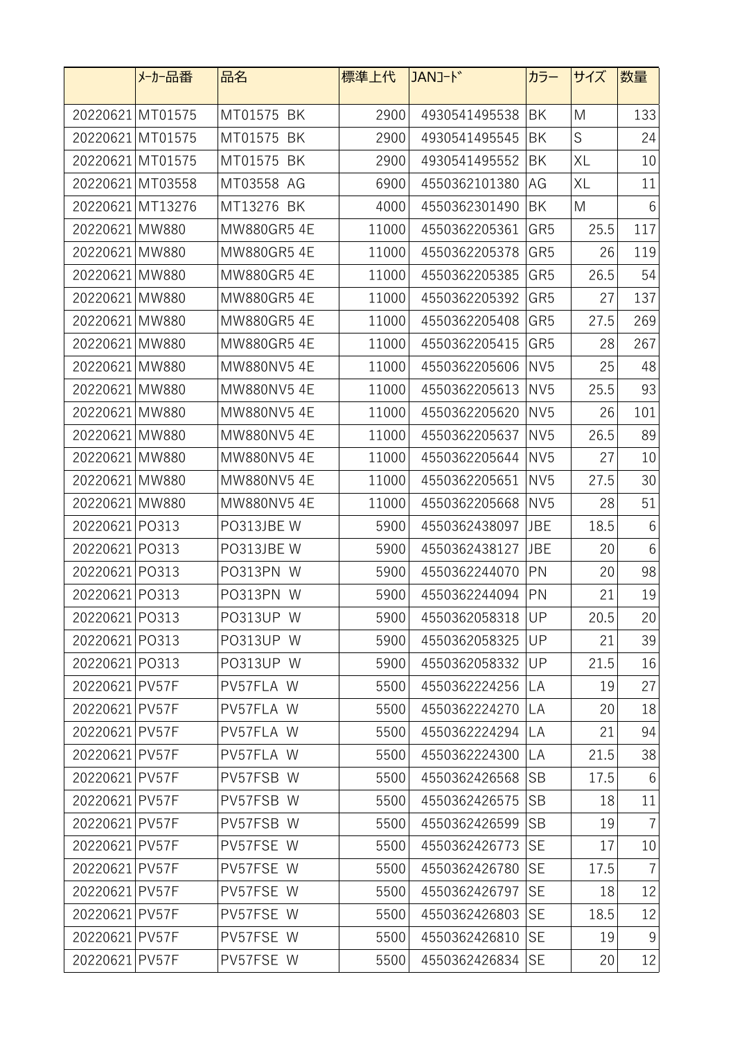| | ﾒｰｶｰ品番 | 品名 | 標準上代 | JANｺｰﾄﾞ | カラー | サイズ | 数量 |
|---|---|---|---|---|---|---|---|
| 20220621 | MT01575 | MT01575 BK | 2900 | 4930541495538 | BK | M | 133 |
| 20220621 | MT01575 | MT01575 BK | 2900 | 4930541495545 | BK | S | 24 |
| 20220621 | MT01575 | MT01575 BK | 2900 | 4930541495552 | BK | XL | 10 |
| 20220621 | MT03558 | MT03558 AG | 6900 | 4550362101380 | AG | XL | 11 |
| 20220621 | MT13276 | MT13276 BK | 4000 | 4550362301490 | BK | M | 6 |
| 20220621 | MW880 | MW880GR5 4E | 11000 | 4550362205361 | GR5 | 25.5 | 117 |
| 20220621 | MW880 | MW880GR5 4E | 11000 | 4550362205378 | GR5 | 26 | 119 |
| 20220621 | MW880 | MW880GR5 4E | 11000 | 4550362205385 | GR5 | 26.5 | 54 |
| 20220621 | MW880 | MW880GR5 4E | 11000 | 4550362205392 | GR5 | 27 | 137 |
| 20220621 | MW880 | MW880GR5 4E | 11000 | 4550362205408 | GR5 | 27.5 | 269 |
| 20220621 | MW880 | MW880GR5 4E | 11000 | 4550362205415 | GR5 | 28 | 267 |
| 20220621 | MW880 | MW880NV5 4E | 11000 | 4550362205606 | NV5 | 25 | 48 |
| 20220621 | MW880 | MW880NV5 4E | 11000 | 4550362205613 | NV5 | 25.5 | 93 |
| 20220621 | MW880 | MW880NV5 4E | 11000 | 4550362205620 | NV5 | 26 | 101 |
| 20220621 | MW880 | MW880NV5 4E | 11000 | 4550362205637 | NV5 | 26.5 | 89 |
| 20220621 | MW880 | MW880NV5 4E | 11000 | 4550362205644 | NV5 | 27 | 10 |
| 20220621 | MW880 | MW880NV5 4E | 11000 | 4550362205651 | NV5 | 27.5 | 30 |
| 20220621 | MW880 | MW880NV5 4E | 11000 | 4550362205668 | NV5 | 28 | 51 |
| 20220621 | PO313 | PO313JBE W | 5900 | 4550362438097 | JBE | 18.5 | 6 |
| 20220621 | PO313 | PO313JBE W | 5900 | 4550362438127 | JBE | 20 | 6 |
| 20220621 | PO313 | PO313PN W | 5900 | 4550362244070 | PN | 20 | 98 |
| 20220621 | PO313 | PO313PN W | 5900 | 4550362244094 | PN | 21 | 19 |
| 20220621 | PO313 | PO313UP W | 5900 | 4550362058318 | UP | 20.5 | 20 |
| 20220621 | PO313 | PO313UP W | 5900 | 4550362058325 | UP | 21 | 39 |
| 20220621 | PO313 | PO313UP W | 5900 | 4550362058332 | UP | 21.5 | 16 |
| 20220621 | PV57F | PV57FLA W | 5500 | 4550362224256 | LA | 19 | 27 |
| 20220621 | PV57F | PV57FLA W | 5500 | 4550362224270 | LA | 20 | 18 |
| 20220621 | PV57F | PV57FLA W | 5500 | 4550362224294 | LA | 21 | 94 |
| 20220621 | PV57F | PV57FLA W | 5500 | 4550362224300 | LA | 21.5 | 38 |
| 20220621 | PV57F | PV57FSB W | 5500 | 4550362426568 | SB | 17.5 | 6 |
| 20220621 | PV57F | PV57FSB W | 5500 | 4550362426575 | SB | 18 | 11 |
| 20220621 | PV57F | PV57FSB W | 5500 | 4550362426599 | SB | 19 | 7 |
| 20220621 | PV57F | PV57FSE W | 5500 | 4550362426773 | SE | 17 | 10 |
| 20220621 | PV57F | PV57FSE W | 5500 | 4550362426780 | SE | 17.5 | 7 |
| 20220621 | PV57F | PV57FSE W | 5500 | 4550362426797 | SE | 18 | 12 |
| 20220621 | PV57F | PV57FSE W | 5500 | 4550362426803 | SE | 18.5 | 12 |
| 20220621 | PV57F | PV57FSE W | 5500 | 4550362426810 | SE | 19 | 9 |
| 20220621 | PV57F | PV57FSE W | 5500 | 4550362426834 | SE | 20 | 12 |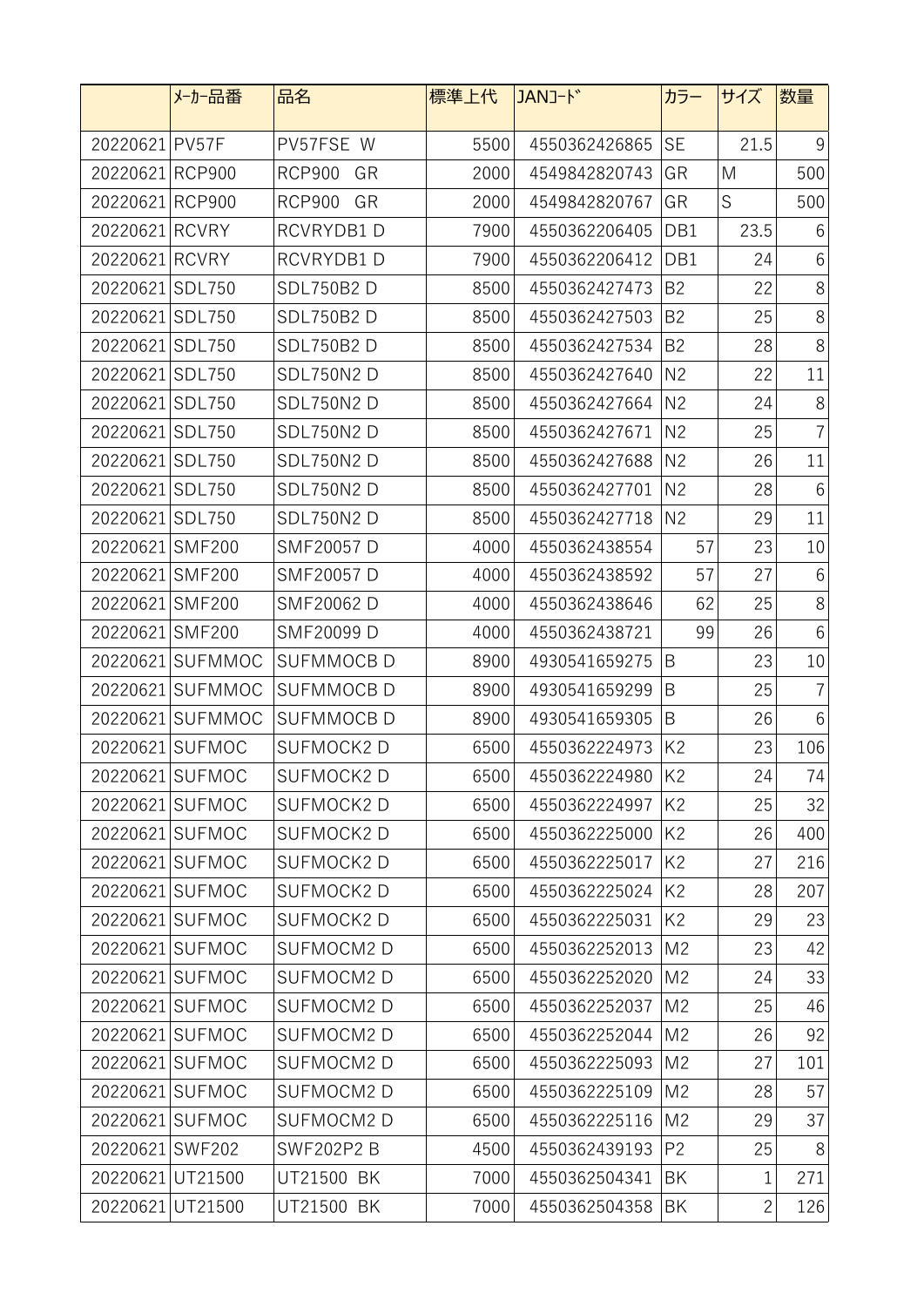| | ﾒｰｶｰ品番 | 品名 | 標準上代 | JANｺｰﾄﾞ | カラー | サイズ | 数量 |
|---|---|---|---|---|---|---|---|
| 20220621 | PV57F | PV57FSE W | 5500 | 4550362426865 | SE | 21.5 | 9 |
| 20220621 | RCP900 | RCP900 GR | 2000 | 4549842820743 | GR | M | 500 |
| 20220621 | RCP900 | RCP900 GR | 2000 | 4549842820767 | GR | S | 500 |
| 20220621 | RCVRY | RCVRYDB1 D | 7900 | 4550362206405 | DB1 | 23.5 | 6 |
| 20220621 | RCVRY | RCVRYDB1 D | 7900 | 4550362206412 | DB1 | 24 | 6 |
| 20220621 | SDL750 | SDL750B2 D | 8500 | 4550362427473 | B2 | 22 | 8 |
| 20220621 | SDL750 | SDL750B2 D | 8500 | 4550362427503 | B2 | 25 | 8 |
| 20220621 | SDL750 | SDL750B2 D | 8500 | 4550362427534 | B2 | 28 | 8 |
| 20220621 | SDL750 | SDL750N2 D | 8500 | 4550362427640 | N2 | 22 | 11 |
| 20220621 | SDL750 | SDL750N2 D | 8500 | 4550362427664 | N2 | 24 | 8 |
| 20220621 | SDL750 | SDL750N2 D | 8500 | 4550362427671 | N2 | 25 | 7 |
| 20220621 | SDL750 | SDL750N2 D | 8500 | 4550362427688 | N2 | 26 | 11 |
| 20220621 | SDL750 | SDL750N2 D | 8500 | 4550362427701 | N2 | 28 | 6 |
| 20220621 | SDL750 | SDL750N2 D | 8500 | 4550362427718 | N2 | 29 | 11 |
| 20220621 | SMF200 | SMF20057 D | 4000 | 4550362438554 | 57 | 23 | 10 |
| 20220621 | SMF200 | SMF20057 D | 4000 | 4550362438592 | 57 | 27 | 6 |
| 20220621 | SMF200 | SMF20062 D | 4000 | 4550362438646 | 62 | 25 | 8 |
| 20220621 | SMF200 | SMF20099 D | 4000 | 4550362438721 | 99 | 26 | 6 |
| 20220621 | SUFMMOC | SUFMMOCB D | 8900 | 4930541659275 | B | 23 | 10 |
| 20220621 | SUFMMOC | SUFMMOCB D | 8900 | 4930541659299 | B | 25 | 7 |
| 20220621 | SUFMMOC | SUFMMOCB D | 8900 | 4930541659305 | B | 26 | 6 |
| 20220621 | SUFMOC | SUFMOCK2 D | 6500 | 4550362224973 | K2 | 23 | 106 |
| 20220621 | SUFMOC | SUFMOCK2 D | 6500 | 4550362224980 | K2 | 24 | 74 |
| 20220621 | SUFMOC | SUFMOCK2 D | 6500 | 4550362224997 | K2 | 25 | 32 |
| 20220621 | SUFMOC | SUFMOCK2 D | 6500 | 4550362225000 | K2 | 26 | 400 |
| 20220621 | SUFMOC | SUFMOCK2 D | 6500 | 4550362225017 | K2 | 27 | 216 |
| 20220621 | SUFMOC | SUFMOCK2 D | 6500 | 4550362225024 | K2 | 28 | 207 |
| 20220621 | SUFMOC | SUFMOCK2 D | 6500 | 4550362225031 | K2 | 29 | 23 |
| 20220621 | SUFMOC | SUFMOCM2 D | 6500 | 4550362252013 | M2 | 23 | 42 |
| 20220621 | SUFMOC | SUFMOCM2 D | 6500 | 4550362252020 | M2 | 24 | 33 |
| 20220621 | SUFMOC | SUFMOCM2 D | 6500 | 4550362252037 | M2 | 25 | 46 |
| 20220621 | SUFMOC | SUFMOCM2 D | 6500 | 4550362252044 | M2 | 26 | 92 |
| 20220621 | SUFMOC | SUFMOCM2 D | 6500 | 4550362225093 | M2 | 27 | 101 |
| 20220621 | SUFMOC | SUFMOCM2 D | 6500 | 4550362225109 | M2 | 28 | 57 |
| 20220621 | SUFMOC | SUFMOCM2 D | 6500 | 4550362225116 | M2 | 29 | 37 |
| 20220621 | SWF202 | SWF202P2 B | 4500 | 4550362439193 | P2 | 25 | 8 |
| 20220621 | UT21500 | UT21500 BK | 7000 | 4550362504341 | BK | 1 | 271 |
| 20220621 | UT21500 | UT21500 BK | 7000 | 4550362504358 | BK | 2 | 126 |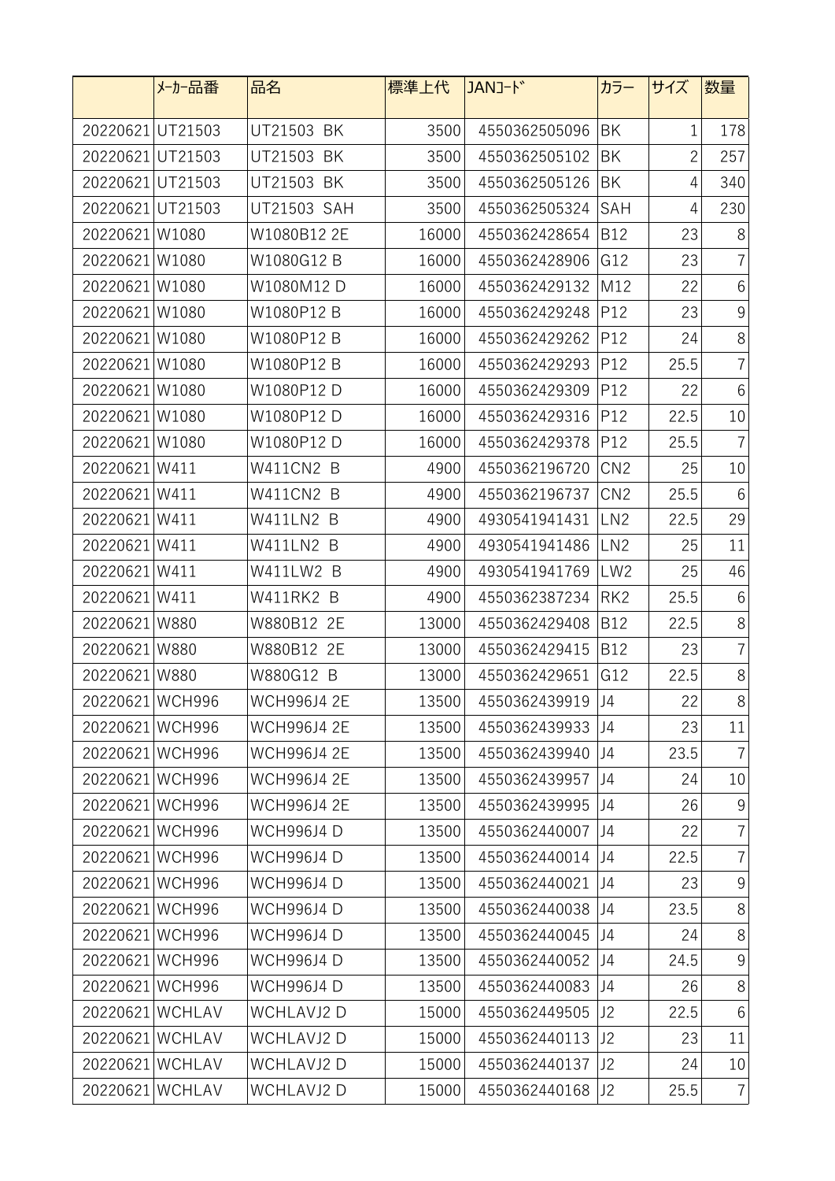| | ﾒｰｶｰ品番 | 品名 | 標準上代 | JANｺｰﾄﾞ | カラー | サイズ | 数量 |
|---|---|---|---|---|---|---|---|
| 20220621 | UT21503 | UT21503 BK | 3500 | 4550362505096 | BK | 1 | 178 |
| 20220621 | UT21503 | UT21503 BK | 3500 | 4550362505102 | BK | 2 | 257 |
| 20220621 | UT21503 | UT21503 BK | 3500 | 4550362505126 | BK | 4 | 340 |
| 20220621 | UT21503 | UT21503 SAH | 3500 | 4550362505324 | SAH | 4 | 230 |
| 20220621 | W1080 | W1080B12 2E | 16000 | 4550362428654 | B12 | 23 | 8 |
| 20220621 | W1080 | W1080G12 B | 16000 | 4550362428906 | G12 | 23 | 7 |
| 20220621 | W1080 | W1080M12 D | 16000 | 4550362429132 | M12 | 22 | 6 |
| 20220621 | W1080 | W1080P12 B | 16000 | 4550362429248 | P12 | 23 | 9 |
| 20220621 | W1080 | W1080P12 B | 16000 | 4550362429262 | P12 | 24 | 8 |
| 20220621 | W1080 | W1080P12 B | 16000 | 4550362429293 | P12 | 25.5 | 7 |
| 20220621 | W1080 | W1080P12 D | 16000 | 4550362429309 | P12 | 22 | 6 |
| 20220621 | W1080 | W1080P12 D | 16000 | 4550362429316 | P12 | 22.5 | 10 |
| 20220621 | W1080 | W1080P12 D | 16000 | 4550362429378 | P12 | 25.5 | 7 |
| 20220621 | W411 | W411CN2 B | 4900 | 4550362196720 | CN2 | 25 | 10 |
| 20220621 | W411 | W411CN2 B | 4900 | 4550362196737 | CN2 | 25.5 | 6 |
| 20220621 | W411 | W411LN2 B | 4900 | 4930541941431 | LN2 | 22.5 | 29 |
| 20220621 | W411 | W411LN2 B | 4900 | 4930541941486 | LN2 | 25 | 11 |
| 20220621 | W411 | W411LW2 B | 4900 | 4930541941769 | LW2 | 25 | 46 |
| 20220621 | W411 | W411RK2 B | 4900 | 4550362387234 | RK2 | 25.5 | 6 |
| 20220621 | W880 | W880B12 2E | 13000 | 4550362429408 | B12 | 22.5 | 8 |
| 20220621 | W880 | W880B12 2E | 13000 | 4550362429415 | B12 | 23 | 7 |
| 20220621 | W880 | W880G12 B | 13000 | 4550362429651 | G12 | 22.5 | 8 |
| 20220621 | WCH996 | WCH996J4 2E | 13500 | 4550362439919 | J4 | 22 | 8 |
| 20220621 | WCH996 | WCH996J4 2E | 13500 | 4550362439933 | J4 | 23 | 11 |
| 20220621 | WCH996 | WCH996J4 2E | 13500 | 4550362439940 | J4 | 23.5 | 7 |
| 20220621 | WCH996 | WCH996J4 2E | 13500 | 4550362439957 | J4 | 24 | 10 |
| 20220621 | WCH996 | WCH996J4 2E | 13500 | 4550362439995 | J4 | 26 | 9 |
| 20220621 | WCH996 | WCH996J4 D | 13500 | 4550362440007 | J4 | 22 | 7 |
| 20220621 | WCH996 | WCH996J4 D | 13500 | 4550362440014 | J4 | 22.5 | 7 |
| 20220621 | WCH996 | WCH996J4 D | 13500 | 4550362440021 | J4 | 23 | 9 |
| 20220621 | WCH996 | WCH996J4 D | 13500 | 4550362440038 | J4 | 23.5 | 8 |
| 20220621 | WCH996 | WCH996J4 D | 13500 | 4550362440045 | J4 | 24 | 8 |
| 20220621 | WCH996 | WCH996J4 D | 13500 | 4550362440052 | J4 | 24.5 | 9 |
| 20220621 | WCH996 | WCH996J4 D | 13500 | 4550362440083 | J4 | 26 | 8 |
| 20220621 | WCHLAV | WCHLAVJ2 D | 15000 | 4550362449505 | J2 | 22.5 | 6 |
| 20220621 | WCHLAV | WCHLAVJ2 D | 15000 | 4550362440113 | J2 | 23 | 11 |
| 20220621 | WCHLAV | WCHLAVJ2 D | 15000 | 4550362440137 | J2 | 24 | 10 |
| 20220621 | WCHLAV | WCHLAVJ2 D | 15000 | 4550362440168 | J2 | 25.5 | 7 |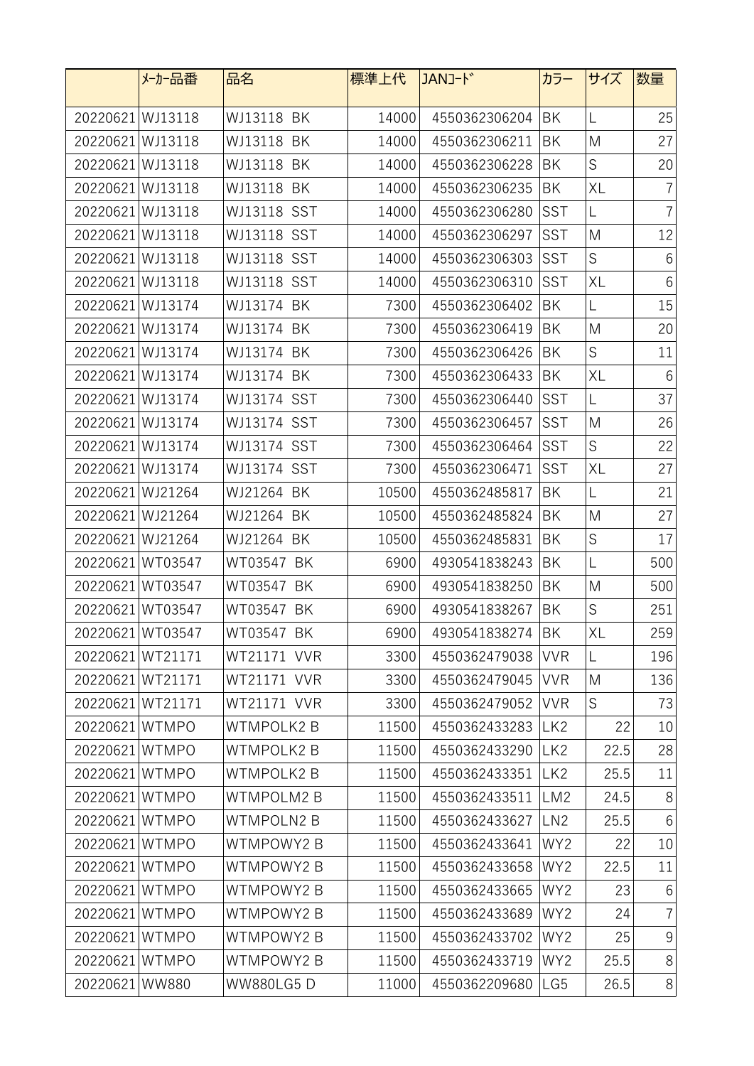| | ﾒｰｶｰ品番 | 品名 | 標準上代 | JANｺｰﾄﾞ | カラー | サイズ | 数量 |
|---|---|---|---|---|---|---|---|
| 20220621 | WJ13118 | WJ13118 BK | 14000 | 4550362306204 | BK | L | 25 |
| 20220621 | WJ13118 | WJ13118 BK | 14000 | 4550362306211 | BK | M | 27 |
| 20220621 | WJ13118 | WJ13118 BK | 14000 | 4550362306228 | BK | S | 20 |
| 20220621 | WJ13118 | WJ13118 BK | 14000 | 4550362306235 | BK | XL | 7 |
| 20220621 | WJ13118 | WJ13118 SST | 14000 | 4550362306280 | SST | L | 7 |
| 20220621 | WJ13118 | WJ13118 SST | 14000 | 4550362306297 | SST | M | 12 |
| 20220621 | WJ13118 | WJ13118 SST | 14000 | 4550362306303 | SST | S | 6 |
| 20220621 | WJ13118 | WJ13118 SST | 14000 | 4550362306310 | SST | XL | 6 |
| 20220621 | WJ13174 | WJ13174 BK | 7300 | 4550362306402 | BK | L | 15 |
| 20220621 | WJ13174 | WJ13174 BK | 7300 | 4550362306419 | BK | M | 20 |
| 20220621 | WJ13174 | WJ13174 BK | 7300 | 4550362306426 | BK | S | 11 |
| 20220621 | WJ13174 | WJ13174 BK | 7300 | 4550362306433 | BK | XL | 6 |
| 20220621 | WJ13174 | WJ13174 SST | 7300 | 4550362306440 | SST | L | 37 |
| 20220621 | WJ13174 | WJ13174 SST | 7300 | 4550362306457 | SST | M | 26 |
| 20220621 | WJ13174 | WJ13174 SST | 7300 | 4550362306464 | SST | S | 22 |
| 20220621 | WJ13174 | WJ13174 SST | 7300 | 4550362306471 | SST | XL | 27 |
| 20220621 | WJ21264 | WJ21264 BK | 10500 | 4550362485817 | BK | L | 21 |
| 20220621 | WJ21264 | WJ21264 BK | 10500 | 4550362485824 | BK | M | 27 |
| 20220621 | WJ21264 | WJ21264 BK | 10500 | 4550362485831 | BK | S | 17 |
| 20220621 | WT03547 | WT03547 BK | 6900 | 4930541838243 | BK | L | 500 |
| 20220621 | WT03547 | WT03547 BK | 6900 | 4930541838250 | BK | M | 500 |
| 20220621 | WT03547 | WT03547 BK | 6900 | 4930541838267 | BK | S | 251 |
| 20220621 | WT03547 | WT03547 BK | 6900 | 4930541838274 | BK | XL | 259 |
| 20220621 | WT21171 | WT21171 VVR | 3300 | 4550362479038 | VVR | L | 196 |
| 20220621 | WT21171 | WT21171 VVR | 3300 | 4550362479045 | VVR | M | 136 |
| 20220621 | WT21171 | WT21171 VVR | 3300 | 4550362479052 | VVR | S | 73 |
| 20220621 | WTMPO | WTMPOLK2 B | 11500 | 4550362433283 | LK2 | 22 | 10 |
| 20220621 | WTMPO | WTMPOLK2 B | 11500 | 4550362433290 | LK2 | 22.5 | 28 |
| 20220621 | WTMPO | WTMPOLK2 B | 11500 | 4550362433351 | LK2 | 25.5 | 11 |
| 20220621 | WTMPO | WTMPOLM2 B | 11500 | 4550362433511 | LM2 | 24.5 | 8 |
| 20220621 | WTMPO | WTMPOLN2 B | 11500 | 4550362433627 | LN2 | 25.5 | 6 |
| 20220621 | WTMPO | WTMPOWY2 B | 11500 | 4550362433641 | WY2 | 22 | 10 |
| 20220621 | WTMPO | WTMPOWY2 B | 11500 | 4550362433658 | WY2 | 22.5 | 11 |
| 20220621 | WTMPO | WTMPOWY2 B | 11500 | 4550362433665 | WY2 | 23 | 6 |
| 20220621 | WTMPO | WTMPOWY2 B | 11500 | 4550362433689 | WY2 | 24 | 7 |
| 20220621 | WTMPO | WTMPOWY2 B | 11500 | 4550362433702 | WY2 | 25 | 9 |
| 20220621 | WTMPO | WTMPOWY2 B | 11500 | 4550362433719 | WY2 | 25.5 | 8 |
| 20220621 | WW880 | WW880LG5 D | 11000 | 4550362209680 | LG5 | 26.5 | 8 |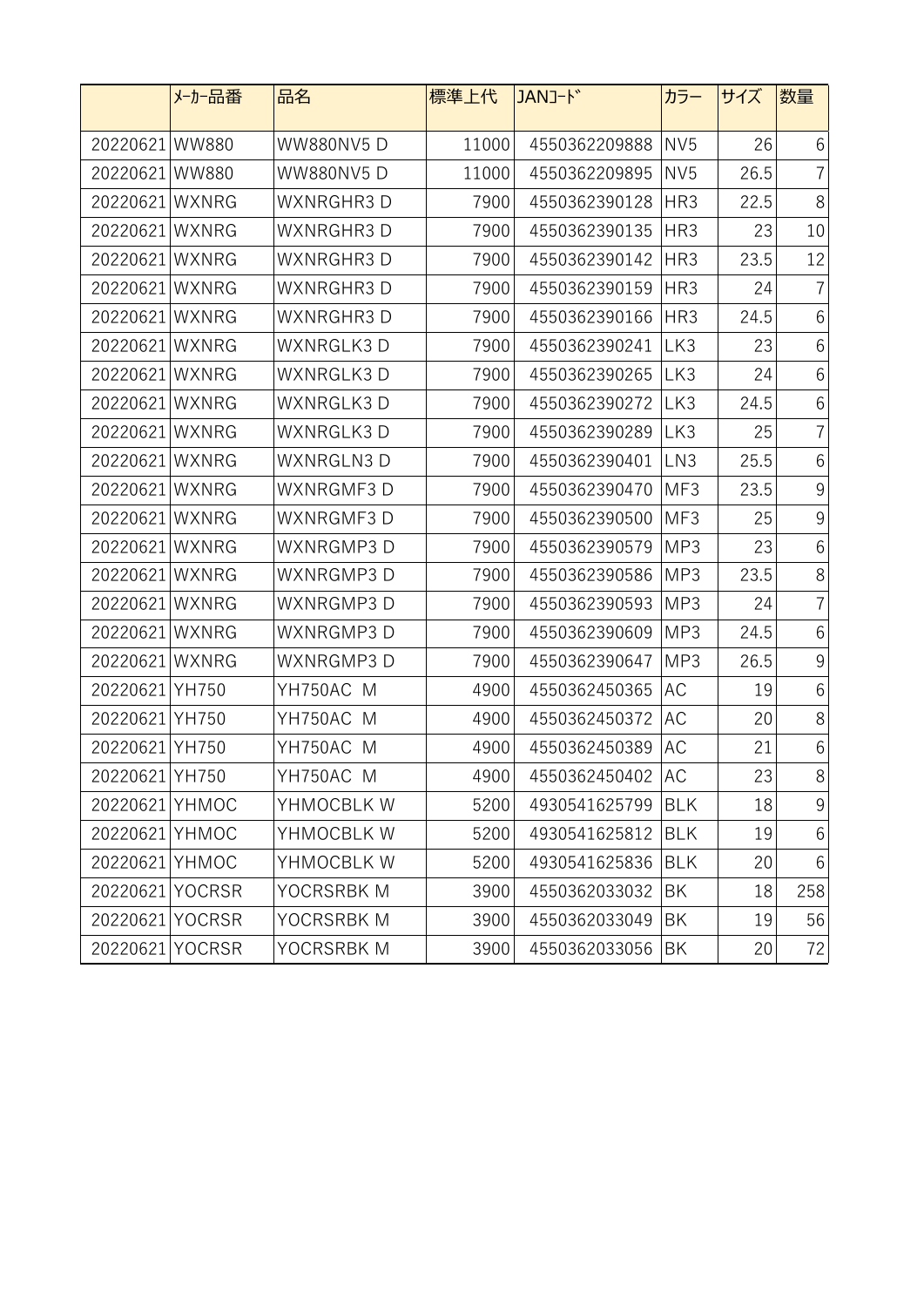| | ﾒｰｶｰ品番 | 品名 | 標準上代 | JANｺｰﾄﾞ | カラー | サイズ | 数量 |
|---|---|---|---|---|---|---|---|
| 20220621 | WW880 | WW880NV5 D | 11000 | 4550362209888 | NV5 | 26 | 6 |
| 20220621 | WW880 | WW880NV5 D | 11000 | 4550362209895 | NV5 | 26.5 | 7 |
| 20220621 | WXNRG | WXNRGHR3 D | 7900 | 4550362390128 | HR3 | 22.5 | 8 |
| 20220621 | WXNRG | WXNRGHR3 D | 7900 | 4550362390135 | HR3 | 23 | 10 |
| 20220621 | WXNRG | WXNRGHR3 D | 7900 | 4550362390142 | HR3 | 23.5 | 12 |
| 20220621 | WXNRG | WXNRGHR3 D | 7900 | 4550362390159 | HR3 | 24 | 7 |
| 20220621 | WXNRG | WXNRGHR3 D | 7900 | 4550362390166 | HR3 | 24.5 | 6 |
| 20220621 | WXNRG | WXNRGLK3 D | 7900 | 4550362390241 | LK3 | 23 | 6 |
| 20220621 | WXNRG | WXNRGLK3 D | 7900 | 4550362390265 | LK3 | 24 | 6 |
| 20220621 | WXNRG | WXNRGLK3 D | 7900 | 4550362390272 | LK3 | 24.5 | 6 |
| 20220621 | WXNRG | WXNRGLK3 D | 7900 | 4550362390289 | LK3 | 25 | 7 |
| 20220621 | WXNRG | WXNRGLN3 D | 7900 | 4550362390401 | LN3 | 25.5 | 6 |
| 20220621 | WXNRG | WXNRGMF3 D | 7900 | 4550362390470 | MF3 | 23.5 | 9 |
| 20220621 | WXNRG | WXNRGMF3 D | 7900 | 4550362390500 | MF3 | 25 | 9 |
| 20220621 | WXNRG | WXNRGMP3 D | 7900 | 4550362390579 | MP3 | 23 | 6 |
| 20220621 | WXNRG | WXNRGMP3 D | 7900 | 4550362390586 | MP3 | 23.5 | 8 |
| 20220621 | WXNRG | WXNRGMP3 D | 7900 | 4550362390593 | MP3 | 24 | 7 |
| 20220621 | WXNRG | WXNRGMP3 D | 7900 | 4550362390609 | MP3 | 24.5 | 6 |
| 20220621 | WXNRG | WXNRGMP3 D | 7900 | 4550362390647 | MP3 | 26.5 | 9 |
| 20220621 | YH750 | YH750AC M | 4900 | 4550362450365 | AC | 19 | 6 |
| 20220621 | YH750 | YH750AC M | 4900 | 4550362450372 | AC | 20 | 8 |
| 20220621 | YH750 | YH750AC M | 4900 | 4550362450389 | AC | 21 | 6 |
| 20220621 | YH750 | YH750AC M | 4900 | 4550362450402 | AC | 23 | 8 |
| 20220621 | YHMOC | YHMOCBLK W | 5200 | 4930541625799 | BLK | 18 | 9 |
| 20220621 | YHMOC | YHMOCBLK W | 5200 | 4930541625812 | BLK | 19 | 6 |
| 20220621 | YHMOC | YHMOCBLK W | 5200 | 4930541625836 | BLK | 20 | 6 |
| 20220621 | YOCRSR | YOCRSRBK M | 3900 | 4550362033032 | BK | 18 | 258 |
| 20220621 | YOCRSR | YOCRSRBK M | 3900 | 4550362033049 | BK | 19 | 56 |
| 20220621 | YOCRSR | YOCRSRBK M | 3900 | 4550362033056 | BK | 20 | 72 |